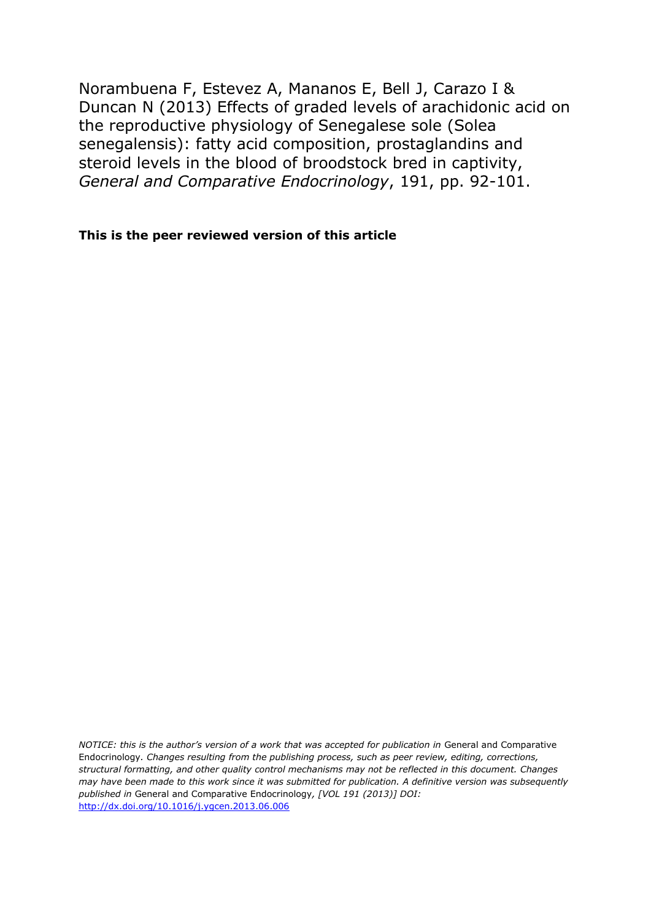Norambuena F, Estevez A, Mananos E, Bell J, Carazo I & Duncan N (2013) Effects of graded levels of arachidonic acid on the reproductive physiology of Senegalese sole (Solea senegalensis): fatty acid composition, prostaglandins and steroid levels in the blood of broodstock bred in captivity, *General and Comparative Endocrinology*, 191, pp. 92-101.

**This is the peer reviewed version of this article**

*NOTICE: this is the author's version of a work that was accepted for publication in* General and Comparative Endocrinology*. Changes resulting from the publishing process, such as peer review, editing, corrections, structural formatting, and other quality control mechanisms may not be reflected in this document. Changes may have been made to this work since it was submitted for publication. A definitive version was subsequently published in* General and Comparative Endocrinology*, [VOL 191 (2013)] DOI:* http://dx.doi.org/10.1016/j.ygcen.2013.06.006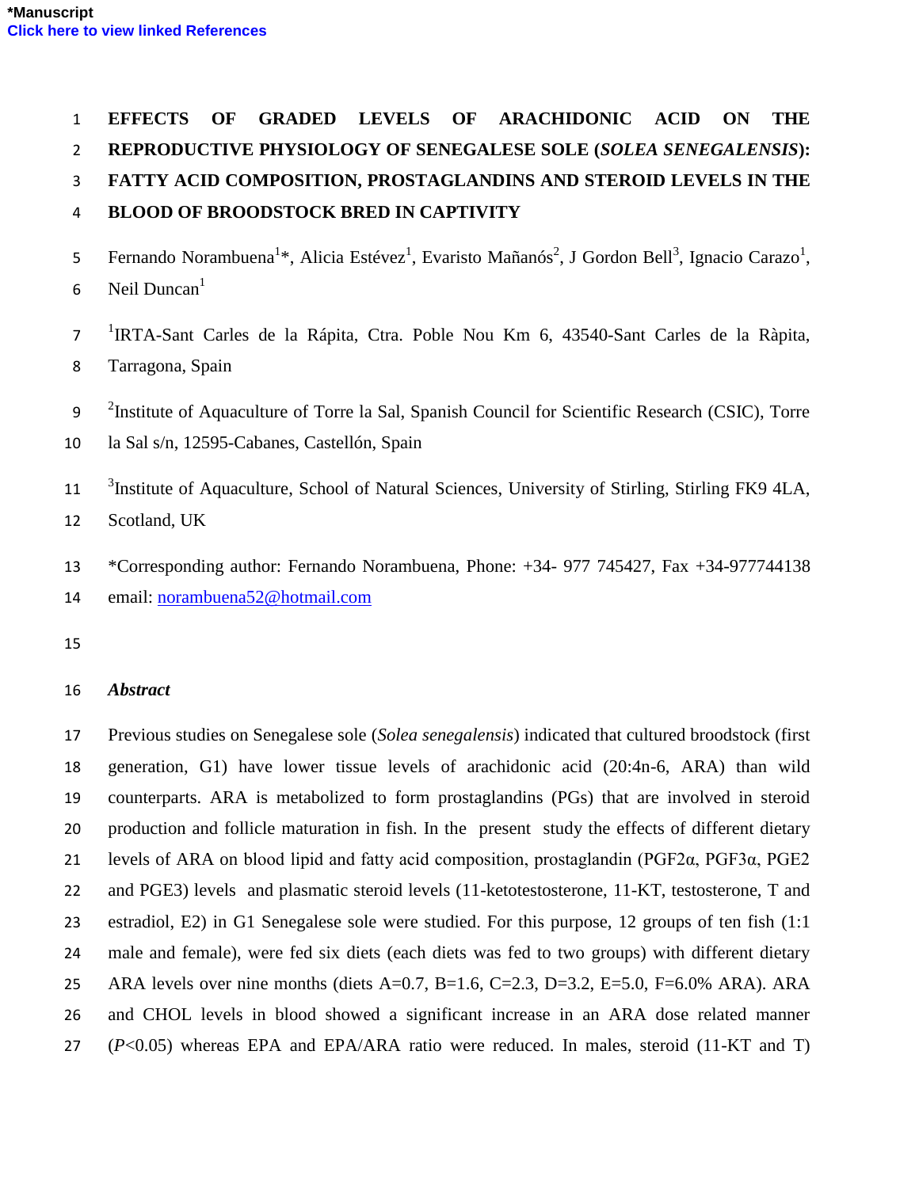*Manuscript

Click here to view linked References

# EFFECTS OF GRADED LEVELS OF ARACHIDONIC ACID ON THE REPRODUCTIVE PHYSIOLOGY OF SENEGALESE SOLE (*SOLEA SENEGALENSIS*): FATTY ACID COMPOSITION, PROSTAGLANDINS AND STEROID LEVELS IN THE BLOOD OF BROODSTOCK BRED IN CAPTIVITY

Fernando Norambuena[1]*, Alicia Estévez[1], Evaristo Mañanós[2], J Gordon Bell[3], Ignacio Carazo[1], Neil Duncan[1]

[1]IRTA-Sant Carles de la Rápita, Ctra. Poble Nou Km 6, 43540-Sant Carles de la Ràpita, Tarragona, Spain

[2]Institute of Aquaculture of Torre la Sal, Spanish Council for Scientific Research (CSIC), Torre la Sal s/n, 12595-Cabanes, Castellón, Spain

[3]Institute of Aquaculture, School of Natural Sciences, University of Stirling, Stirling FK9 4LA, Scotland, UK

*Corresponding author: Fernando Norambuena, Phone: +34- 977 745427, Fax +34-977744138 email: norambuena52@hotmail.com

## *Abstract*

Previous studies on Senegalese sole (*Solea senegalensis*) indicated that cultured broodstock (first generation, G1) have lower tissue levels of arachidonic acid (20:4n-6, ARA) than wild counterparts. ARA is metabolized to form prostaglandins (PGs) that are involved in steroid production and follicle maturation in fish. In the present study the effects of different dietary levels of ARA on blood lipid and fatty acid composition, prostaglandin (PGF2α, PGF3α, PGE2 and PGE3) levels and plasmatic steroid levels (11-ketotestosterone, 11-KT, testosterone, T and estradiol, E2) in G1 Senegalese sole were studied. For this purpose, 12 groups of ten fish (1:1 male and female), were fed six diets (each diets was fed to two groups) with different dietary ARA levels over nine months (diets A=0.7, B=1.6, C=2.3, D=3.2, E=5.0, F=6.0% ARA). ARA and CHOL levels in blood showed a significant increase in an ARA dose related manner ($P$<0.05) whereas EPA and EPA/ARA ratio were reduced. In males, steroid (11-KT and T)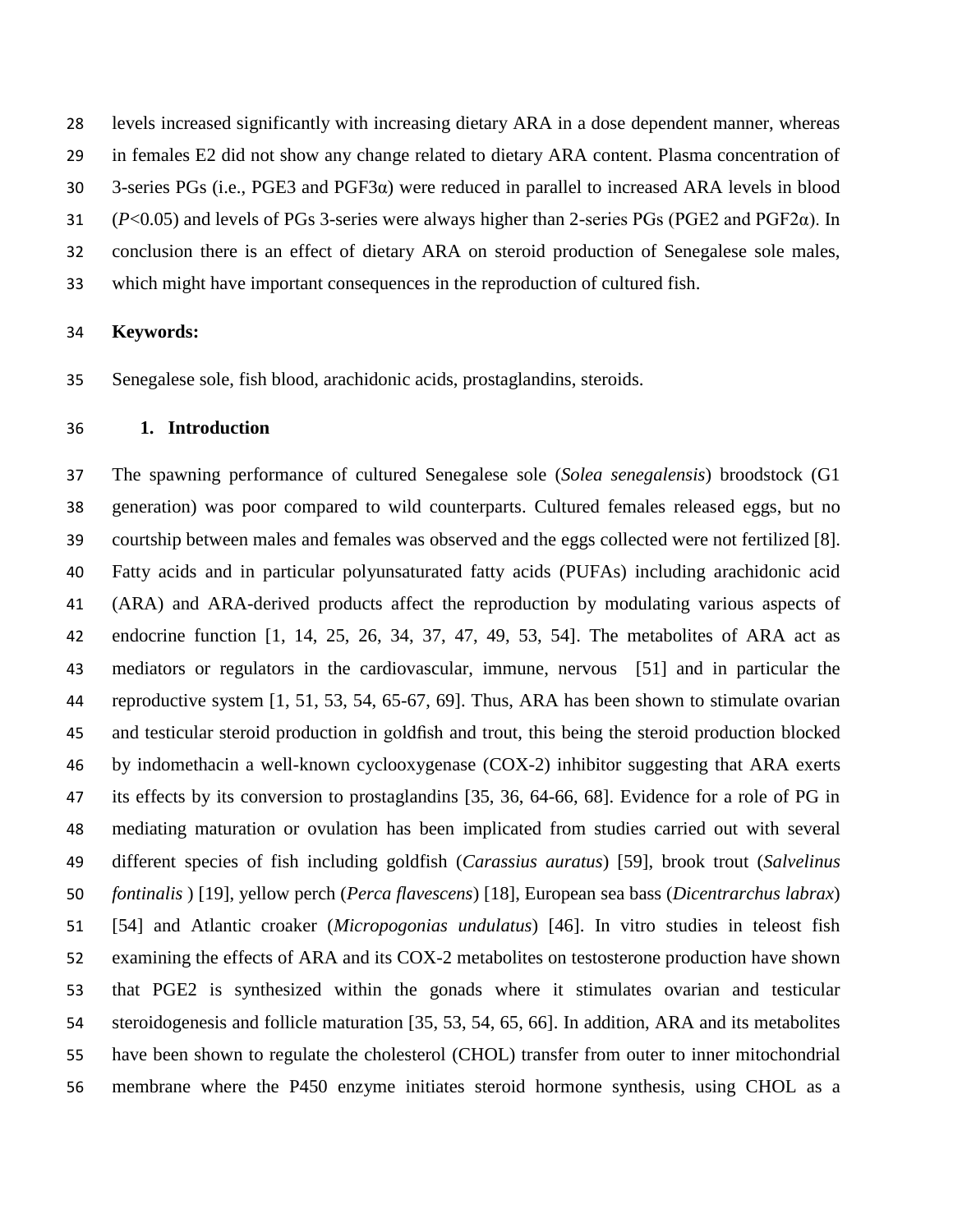levels increased significantly with increasing dietary ARA in a dose dependent manner, whereas in females E2 did not show any change related to dietary ARA content. Plasma concentration of 3-series PGs (i.e., PGE3 and PGF3α) were reduced in parallel to increased ARA levels in blood ($P<0.05$) and levels of PGs 3-series were always higher than 2-series PGs (PGE2 and PGF2α). In conclusion there is an effect of dietary ARA on steroid production of Senegalese sole males, which might have important consequences in the reproduction of cultured fish.

**Keywords:**

Senegalese sole, fish blood, arachidonic acids, prostaglandins, steroids.

## 1. Introduction

The spawning performance of cultured Senegalese sole (*Solea senegalensis*) broodstock (G1 generation) was poor compared to wild counterparts. Cultured females released eggs, but no courtship between males and females was observed and the eggs collected were not fertilized [8]. Fatty acids and in particular polyunsaturated fatty acids (PUFAs) including arachidonic acid (ARA) and ARA-derived products affect the reproduction by modulating various aspects of endocrine function [1, 14, 25, 26, 34, 37, 47, 49, 53, 54]. The metabolites of ARA act as mediators or regulators in the cardiovascular, immune, nervous [51] and in particular the reproductive system [1, 51, 53, 54, 65-67, 69]. Thus, ARA has been shown to stimulate ovarian and testicular steroid production in goldfish and trout, this being the steroid production blocked by indomethacin a well-known cyclooxygenase (COX-2) inhibitor suggesting that ARA exerts its effects by its conversion to prostaglandins [35, 36, 64-66, 68]. Evidence for a role of PG in mediating maturation or ovulation has been implicated from studies carried out with several different species of fish including goldfish (*Carassius auratus*) [59], brook trout (*Salvelinus fontinalis* ) [19], yellow perch (*Perca flavescens*) [18], European sea bass (*Dicentrarchus labrax*) [54] and Atlantic croaker (*Micropogonias undulatus*) [46]. In vitro studies in teleost fish examining the effects of ARA and its COX-2 metabolites on testosterone production have shown that PGE2 is synthesized within the gonads where it stimulates ovarian and testicular steroidogenesis and follicle maturation [35, 53, 54, 65, 66]. In addition, ARA and its metabolites have been shown to regulate the cholesterol (CHOL) transfer from outer to inner mitochondrial membrane where the P450 enzyme initiates steroid hormone synthesis, using CHOL as a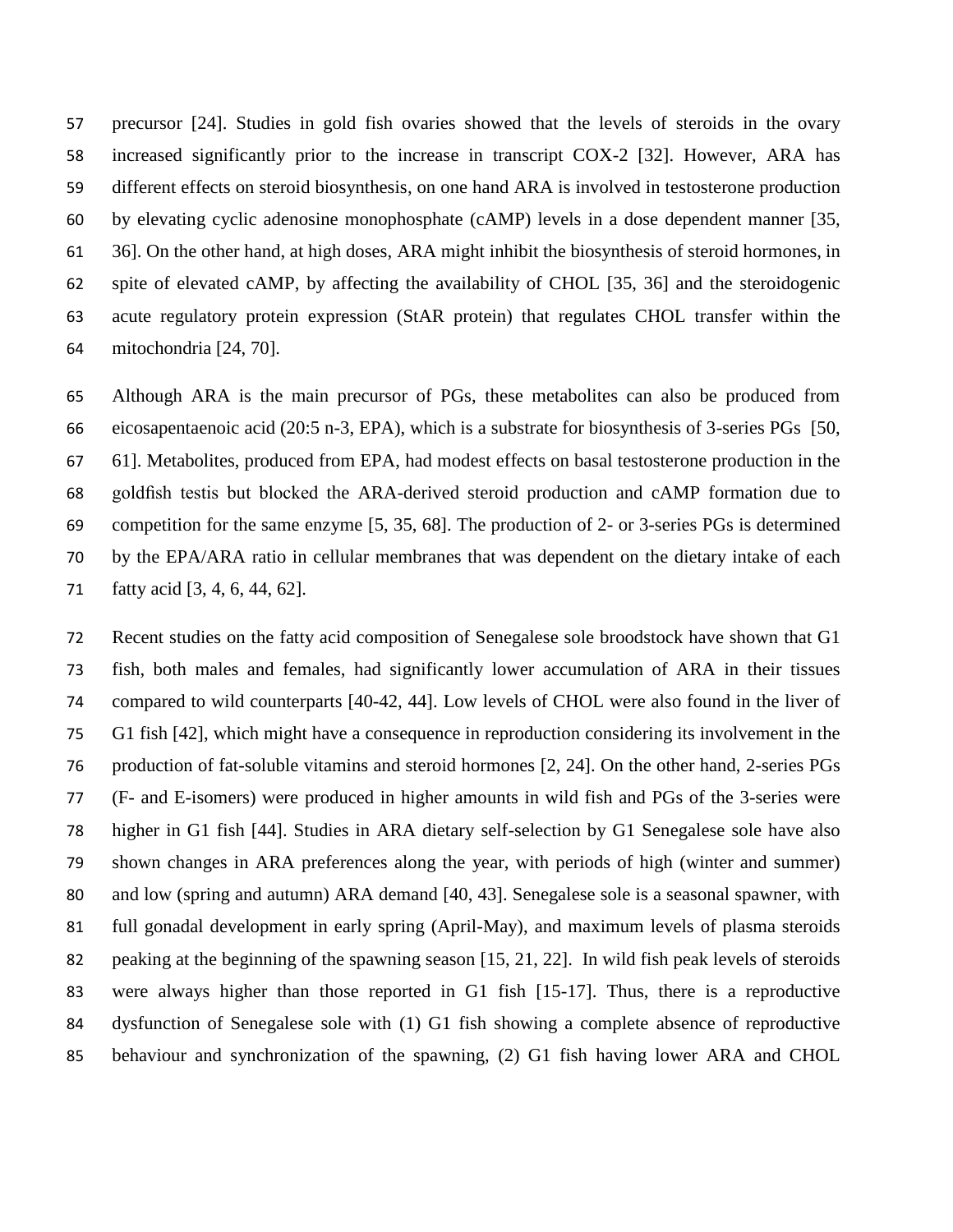precursor [24]. Studies in gold fish ovaries showed that the levels of steroids in the ovary increased significantly prior to the increase in transcript COX-2 [32]. However, ARA has different effects on steroid biosynthesis, on one hand ARA is involved in testosterone production by elevating cyclic adenosine monophosphate (cAMP) levels in a dose dependent manner [35, 36]. On the other hand, at high doses, ARA might inhibit the biosynthesis of steroid hormones, in spite of elevated cAMP, by affecting the availability of CHOL [35, 36] and the steroidogenic acute regulatory protein expression (StAR protein) that regulates CHOL transfer within the mitochondria [24, 70].

Although ARA is the main precursor of PGs, these metabolites can also be produced from eicosapentaenoic acid (20:5 n-3, EPA), which is a substrate for biosynthesis of 3-series PGs [50, 61]. Metabolites, produced from EPA, had modest effects on basal testosterone production in the goldfish testis but blocked the ARA-derived steroid production and cAMP formation due to competition for the same enzyme [5, 35, 68]. The production of 2- or 3-series PGs is determined by the EPA/ARA ratio in cellular membranes that was dependent on the dietary intake of each fatty acid [3, 4, 6, 44, 62].

Recent studies on the fatty acid composition of Senegalese sole broodstock have shown that G1 fish, both males and females, had significantly lower accumulation of ARA in their tissues compared to wild counterparts [40-42, 44]. Low levels of CHOL were also found in the liver of G1 fish [42], which might have a consequence in reproduction considering its involvement in the production of fat-soluble vitamins and steroid hormones [2, 24]. On the other hand, 2-series PGs (F- and E-isomers) were produced in higher amounts in wild fish and PGs of the 3-series were higher in G1 fish [44]. Studies in ARA dietary self-selection by G1 Senegalese sole have also shown changes in ARA preferences along the year, with periods of high (winter and summer) and low (spring and autumn) ARA demand [40, 43]. Senegalese sole is a seasonal spawner, with full gonadal development in early spring (April-May), and maximum levels of plasma steroids peaking at the beginning of the spawning season [15, 21, 22]. In wild fish peak levels of steroids were always higher than those reported in G1 fish [15-17]. Thus, there is a reproductive dysfunction of Senegalese sole with (1) G1 fish showing a complete absence of reproductive behaviour and synchronization of the spawning, (2) G1 fish having lower ARA and CHOL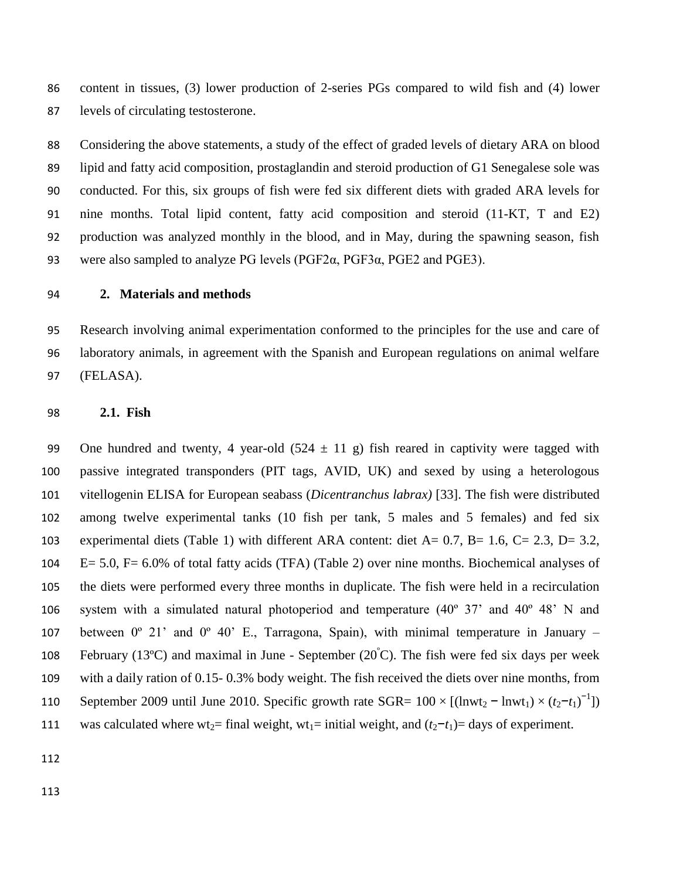content in tissues, (3) lower production of 2-series PGs compared to wild fish and (4) lower levels of circulating testosterone.

Considering the above statements, a study of the effect of graded levels of dietary ARA on blood lipid and fatty acid composition, prostaglandin and steroid production of G1 Senegalese sole was conducted. For this, six groups of fish were fed six different diets with graded ARA levels for nine months. Total lipid content, fatty acid composition and steroid (11-KT, T and E2) production was analyzed monthly in the blood, and in May, during the spawning season, fish were also sampled to analyze PG levels (PGF2α, PGF3α, PGE2 and PGE3).

## 2. Materials and methods

Research involving animal experimentation conformed to the principles for the use and care of laboratory animals, in agreement with the Spanish and European regulations on animal welfare (FELASA).

### 2.1. Fish

One hundred and twenty, 4 year-old (524 ± 11 g) fish reared in captivity were tagged with passive integrated transponders (PIT tags, AVID, UK) and sexed by using a heterologous vitellogenin ELISA for European seabass (*Dicentranchus labrax)* [33]. The fish were distributed among twelve experimental tanks (10 fish per tank, 5 males and 5 females) and fed six experimental diets (Table 1) with different ARA content: diet A= 0.7, B= 1.6, C= 2.3, D= 3.2, E= 5.0, F= 6.0% of total fatty acids (TFA) (Table 2) over nine months. Biochemical analyses of the diets were performed every three months in duplicate. The fish were held in a recirculation system with a simulated natural photoperiod and temperature (40º 37' and 40º 48' N and between 0º 21' and 0º 40' E., Tarragona, Spain), with minimal temperature in January – February (13ºC) and maximal in June - September (20°C). The fish were fed six days per week with a daily ration of 0.15- 0.3% body weight. The fish received the diets over nine months, from September 2009 until June 2010. Specific growth rate SGR= $100 \times [(\ln wt_2 - \ln wt_1) \times (t_2 - t_1)^{-1}]$ was calculated where $wt_2$= final weight, $wt_1$= initial weight, and $(t_2-t_1)$= days of experiment.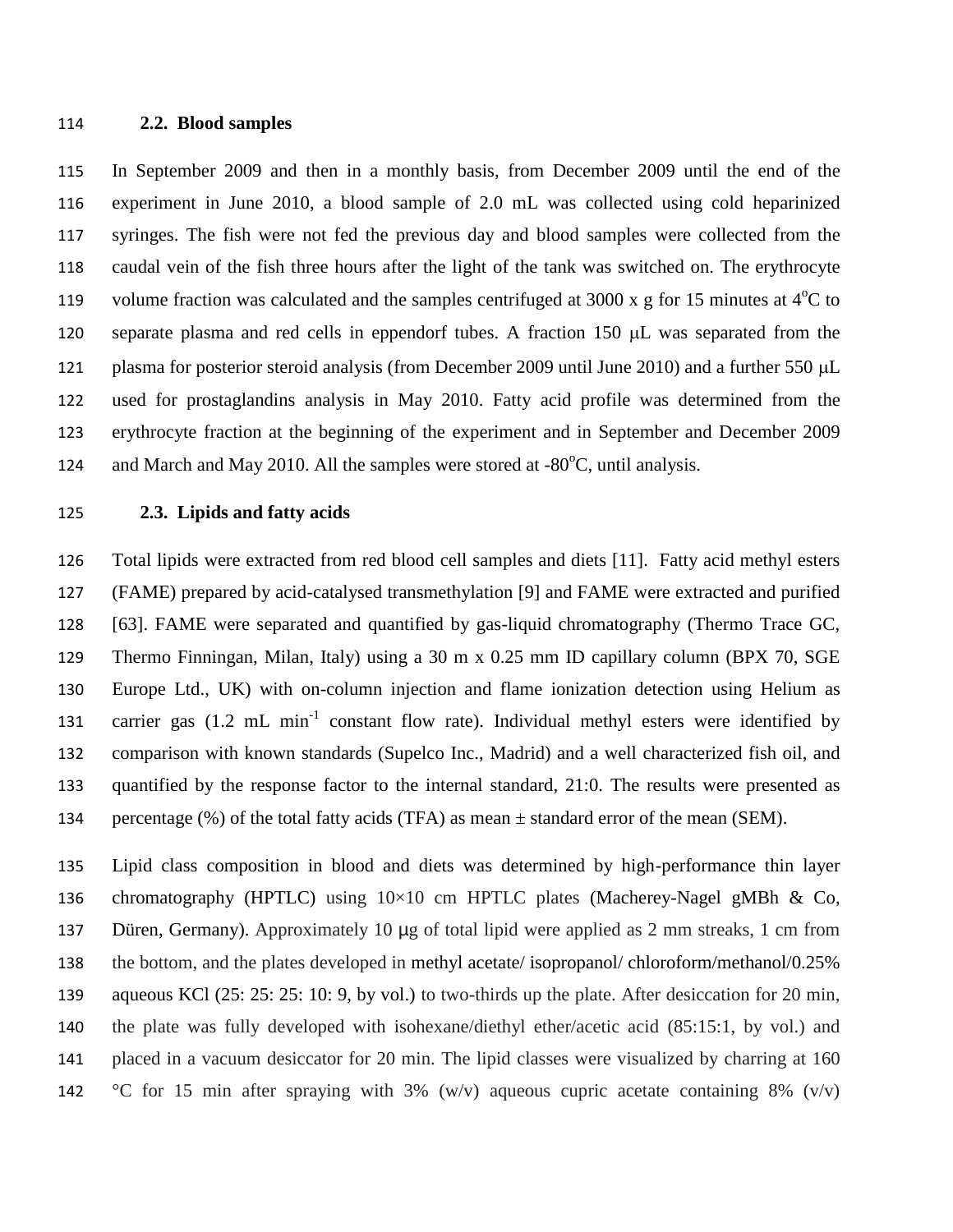### 2.2. Blood samples

In September 2009 and then in a monthly basis, from December 2009 until the end of the experiment in June 2010, a blood sample of 2.0 mL was collected using cold heparinized syringes. The fish were not fed the previous day and blood samples were collected from the caudal vein of the fish three hours after the light of the tank was switched on. The erythrocyte volume fraction was calculated and the samples centrifuged at 3000 x g for 15 minutes at $4^oC$ to separate plasma and red cells in eppendorf tubes. A fraction 150 μL was separated from the plasma for posterior steroid analysis (from December 2009 until June 2010) and a further 550 μL used for prostaglandins analysis in May 2010. Fatty acid profile was determined from the erythrocyte fraction at the beginning of the experiment and in September and December 2009 and March and May 2010. All the samples were stored at $-80^oC$, until analysis.

### 2.3. Lipids and fatty acids

Total lipids were extracted from red blood cell samples and diets [11]. Fatty acid methyl esters (FAME) prepared by acid-catalysed transmethylation [9] and FAME were extracted and purified [63]. FAME were separated and quantified by gas-liquid chromatography (Thermo Trace GC, Thermo Finningan, Milan, Italy) using a 30 m x 0.25 mm ID capillary column (BPX 70, SGE Europe Ltd., UK) with on-column injection and flame ionization detection using Helium as carrier gas (1.2 mL $min^{-1}$ constant flow rate). Individual methyl esters were identified by comparison with known standards (Supelco Inc., Madrid) and a well characterized fish oil, and quantified by the response factor to the internal standard, 21:0. The results were presented as percentage (%) of the total fatty acids (TFA) as mean ± standard error of the mean (SEM).

Lipid class composition in blood and diets was determined by high-performance thin layer chromatography (HPTLC) using 10×10 cm HPTLC plates (Macherey-Nagel gMBh & Co, Düren, Germany). Approximately 10 μg of total lipid were applied as 2 mm streaks, 1 cm from the bottom, and the plates developed in methyl acetate/ isopropanol/ chloroform/methanol/0.25% aqueous KCl (25: 25: 25: 10: 9, by vol.) to two-thirds up the plate. After desiccation for 20 min, the plate was fully developed with isohexane/diethyl ether/acetic acid (85:15:1, by vol.) and placed in a vacuum desiccator for 20 min. The lipid classes were visualized by charring at 160 °C for 15 min after spraying with 3% (w/v) aqueous cupric acetate containing 8% (v/v)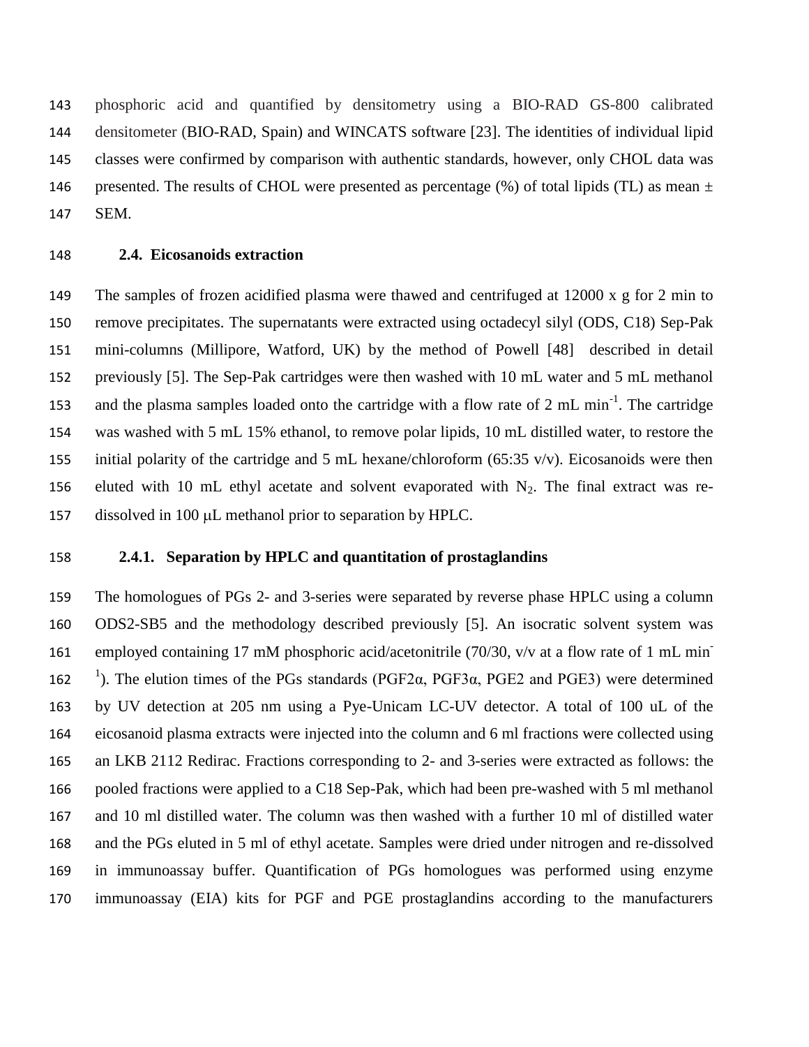phosphoric acid and quantified by densitometry using a BIO-RAD GS-800 calibrated densitometer (BIO-RAD, Spain) and WINCATS software [23]. The identities of individual lipid classes were confirmed by comparison with authentic standards, however, only CHOL data was presented. The results of CHOL were presented as percentage (%) of total lipids (TL) as mean ± SEM.

### 2.4. Eicosanoids extraction

The samples of frozen acidified plasma were thawed and centrifuged at 12000 x g for 2 min to remove precipitates. The supernatants were extracted using octadecyl silyl (ODS, C18) Sep-Pak mini-columns (Millipore, Watford, UK) by the method of Powell [48] described in detail previously [5]. The Sep-Pak cartridges were then washed with 10 mL water and 5 mL methanol and the plasma samples loaded onto the cartridge with a flow rate of 2 mL $min^{-1}$. The cartridge was washed with 5 mL 15% ethanol, to remove polar lipids, 10 mL distilled water, to restore the initial polarity of the cartridge and 5 mL hexane/chloroform (65:35 v/v). Eicosanoids were then eluted with 10 mL ethyl acetate and solvent evaporated with $N_2$. The final extract was re-dissolved in 100 μL methanol prior to separation by HPLC.

#### 2.4.1. Separation by HPLC and quantitation of prostaglandins

The homologues of PGs 2- and 3-series were separated by reverse phase HPLC using a column ODS2-SB5 and the methodology described previously [5]. An isocratic solvent system was employed containing 17 mM phosphoric acid/acetonitrile (70/30, v/v at a flow rate of 1 mL $min^{-1}$). The elution times of the PGs standards (PGF2α, PGF3α, PGE2 and PGE3) were determined by UV detection at 205 nm using a Pye-Unicam LC-UV detector. A total of 100 uL of the eicosanoid plasma extracts were injected into the column and 6 ml fractions were collected using an LKB 2112 Redirac. Fractions corresponding to 2- and 3-series were extracted as follows: the pooled fractions were applied to a C18 Sep-Pak, which had been pre-washed with 5 ml methanol and 10 ml distilled water. The column was then washed with a further 10 ml of distilled water and the PGs eluted in 5 ml of ethyl acetate. Samples were dried under nitrogen and re-dissolved in immunoassay buffer. Quantification of PGs homologues was performed using enzyme immunoassay (EIA) kits for PGF and PGE prostaglandins according to the manufacturers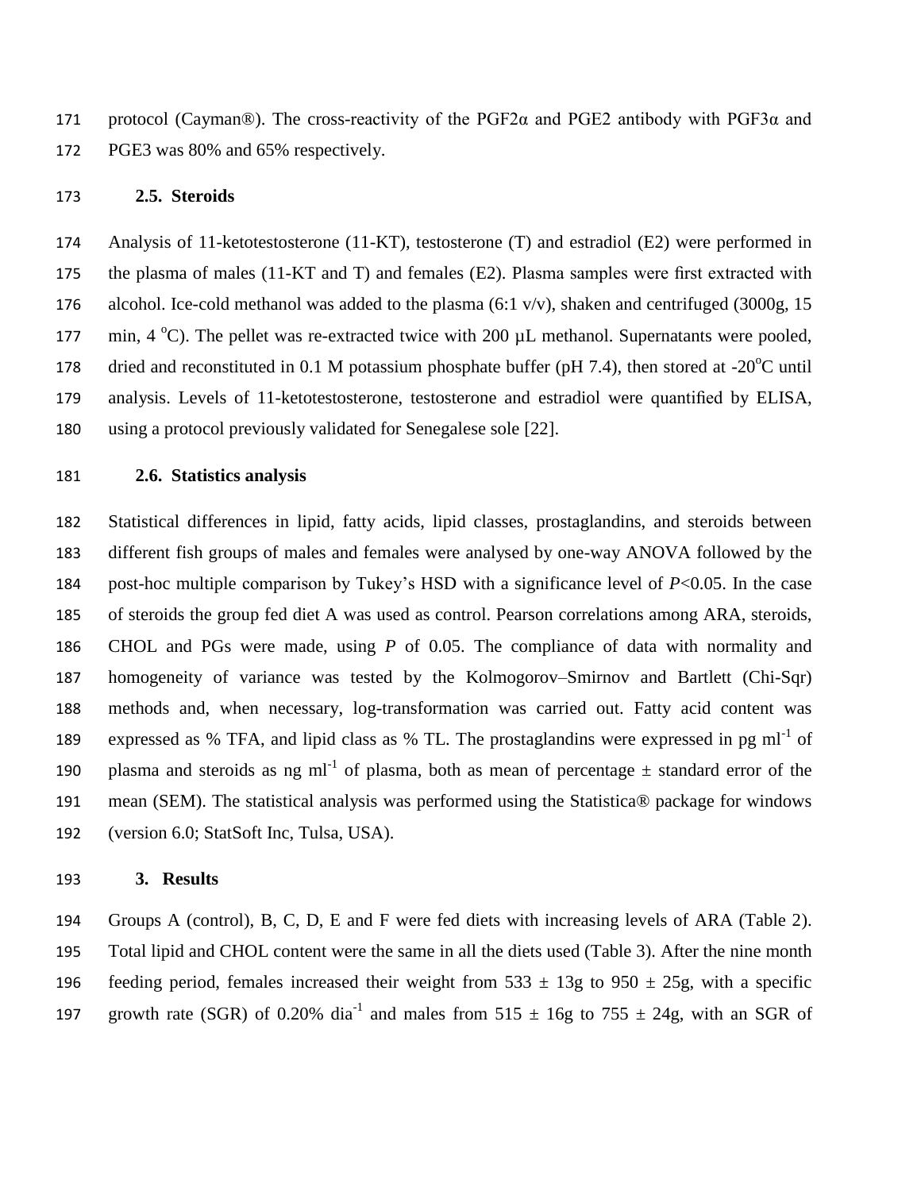protocol (Cayman®). The cross-reactivity of the PGF2α and PGE2 antibody with PGF3α and PGE3 was 80% and 65% respectively.

### 2.5. Steroids

Analysis of 11-ketotestosterone (11-KT), testosterone (T) and estradiol (E2) were performed in the plasma of males (11-KT and T) and females (E2). Plasma samples were first extracted with alcohol. Ice-cold methanol was added to the plasma (6:1 v/v), shaken and centrifuged (3000g, 15 min, 4 $^{o}$C). The pellet was re-extracted twice with 200 µL methanol. Supernatants were pooled, dried and reconstituted in 0.1 M potassium phosphate buffer (pH 7.4), then stored at -20$^{o}$C until analysis. Levels of 11-ketotestosterone, testosterone and estradiol were quantified by ELISA, using a protocol previously validated for Senegalese sole [22].

### 2.6. Statistics analysis

Statistical differences in lipid, fatty acids, lipid classes, prostaglandins, and steroids between different fish groups of males and females were analysed by one-way ANOVA followed by the post-hoc multiple comparison by Tukey's HSD with a significance level of $P<0.05$. In the case of steroids the group fed diet A was used as control. Pearson correlations among ARA, steroids, CHOL and PGs were made, using $P$ of 0.05. The compliance of data with normality and homogeneity of variance was tested by the Kolmogorov–Smirnov and Bartlett (Chi-Sqr) methods and, when necessary, log-transformation was carried out. Fatty acid content was expressed as % TFA, and lipid class as % TL. The prostaglandins were expressed in pg ml$^{-1}$ of plasma and steroids as ng ml$^{-1}$ of plasma, both as mean of percentage ± standard error of the mean (SEM). The statistical analysis was performed using the Statistica® package for windows (version 6.0; StatSoft Inc, Tulsa, USA).

## 3. Results

Groups A (control), B, C, D, E and F were fed diets with increasing levels of ARA (Table 2). Total lipid and CHOL content were the same in all the diets used (Table 3). After the nine month feeding period, females increased their weight from 533 ± 13g to 950 ± 25g, with a specific growth rate (SGR) of 0.20% dia$^{-1}$ and males from 515 ± 16g to 755 ± 24g, with an SGR of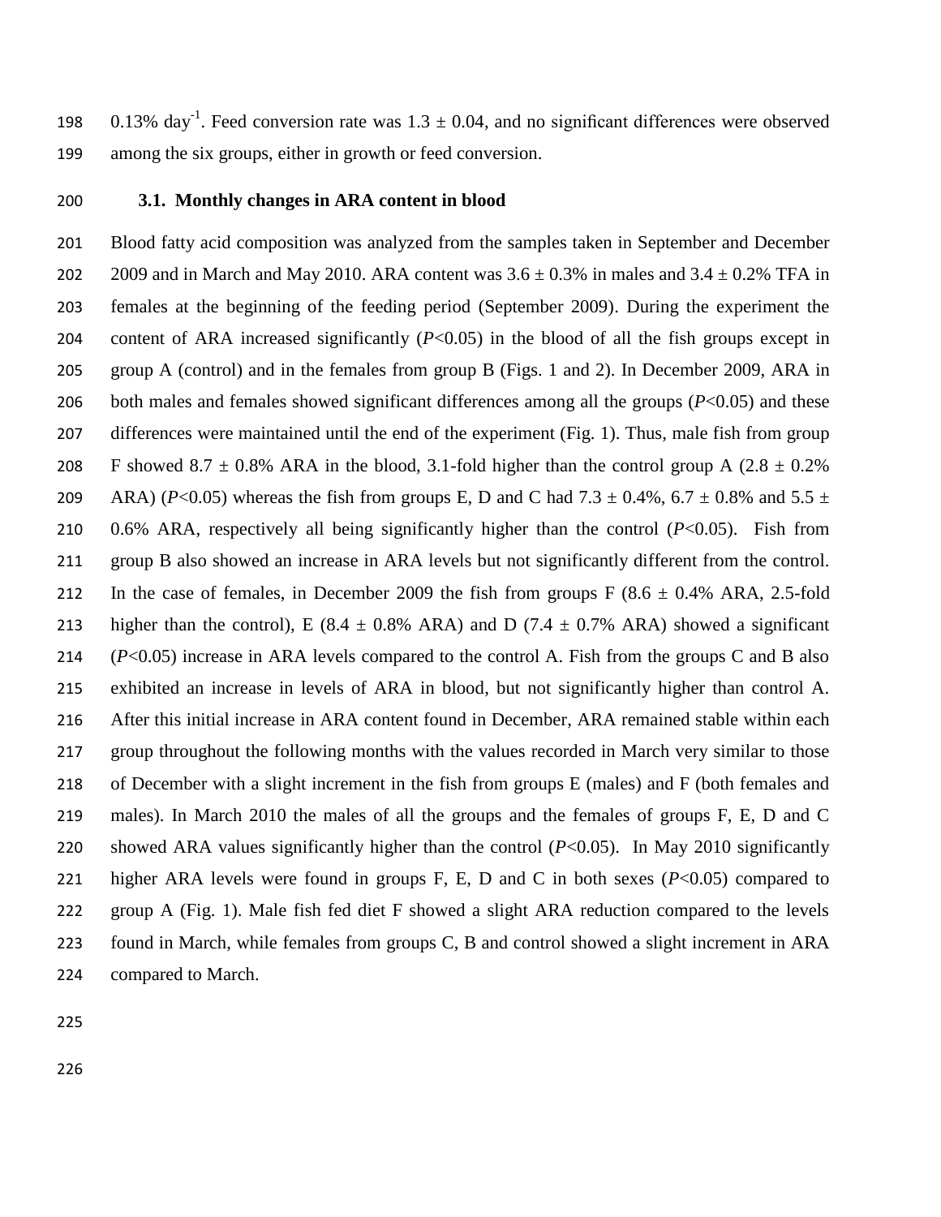0.13% $day^{-1}$. Feed conversion rate was $1.3 \pm 0.04$, and no significant differences were observed among the six groups, either in growth or feed conversion.

### 3.1. Monthly changes in ARA content in blood

Blood fatty acid composition was analyzed from the samples taken in September and December 2009 and in March and May 2010. ARA content was $3.6 \pm 0.3\%$ in males and $3.4 \pm 0.2\%$ TFA in females at the beginning of the feeding period (September 2009). During the experiment the content of ARA increased significantly ($P<0.05$) in the blood of all the fish groups except in group A (control) and in the females from group B (Figs. 1 and 2). In December 2009, ARA in both males and females showed significant differences among all the groups ($P<0.05$) and these differences were maintained until the end of the experiment (Fig. 1). Thus, male fish from group F showed $8.7 \pm 0.8\%$ ARA in the blood, 3.1-fold higher than the control group A ($2.8 \pm 0.2\%$ ARA) ($P<0.05$) whereas the fish from groups E, D and C had $7.3 \pm 0.4\%$, $6.7 \pm 0.8\%$ and $5.5 \pm 0.6\%$ ARA, respectively all being significantly higher than the control ($P<0.05$). Fish from group B also showed an increase in ARA levels but not significantly different from the control. In the case of females, in December 2009 the fish from groups F ($8.6 \pm 0.4\%$ ARA, 2.5-fold higher than the control), E ($8.4 \pm 0.8\%$ ARA) and D ($7.4 \pm 0.7\%$ ARA) showed a significant ($P<0.05$) increase in ARA levels compared to the control A. Fish from the groups C and B also exhibited an increase in levels of ARA in blood, but not significantly higher than control A. After this initial increase in ARA content found in December, ARA remained stable within each group throughout the following months with the values recorded in March very similar to those of December with a slight increment in the fish from groups E (males) and F (both females and males). In March 2010 the males of all the groups and the females of groups F, E, D and C showed ARA values significantly higher than the control ($P<0.05$). In May 2010 significantly higher ARA levels were found in groups F, E, D and C in both sexes ($P<0.05$) compared to group A (Fig. 1). Male fish fed diet F showed a slight ARA reduction compared to the levels found in March, while females from groups C, B and control showed a slight increment in ARA compared to March.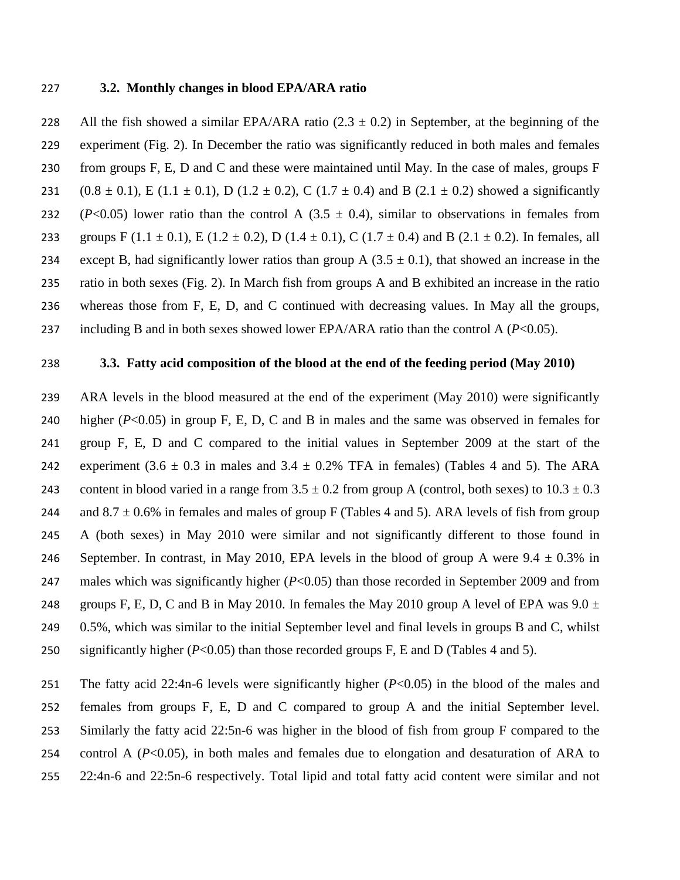### 3.2. Monthly changes in blood EPA/ARA ratio

All the fish showed a similar EPA/ARA ratio (2.3 ± 0.2) in September, at the beginning of the experiment (Fig. 2). In December the ratio was significantly reduced in both males and females from groups F, E, D and C and these were maintained until May. In the case of males, groups F (0.8 ± 0.1), E (1.1 ± 0.1), D (1.2 ± 0.2), C (1.7 ± 0.4) and B (2.1 ± 0.2) showed a significantly ($P$<0.05) lower ratio than the control A (3.5 ± 0.4), similar to observations in females from groups F (1.1 ± 0.1), E (1.2 ± 0.2), D (1.4 ± 0.1), C (1.7 ± 0.4) and B (2.1 ± 0.2). In females, all except B, had significantly lower ratios than group A (3.5 ± 0.1), that showed an increase in the ratio in both sexes (Fig. 2). In March fish from groups A and B exhibited an increase in the ratio whereas those from F, E, D, and C continued with decreasing values. In May all the groups, including B and in both sexes showed lower EPA/ARA ratio than the control A ($P$<0.05).

### 3.3. Fatty acid composition of the blood at the end of the feeding period (May 2010)

ARA levels in the blood measured at the end of the experiment (May 2010) were significantly higher ($P$<0.05) in group F, E, D, C and B in males and the same was observed in females for group F, E, D and C compared to the initial values in September 2009 at the start of the experiment (3.6 ± 0.3 in males and 3.4 ± 0.2% TFA in females) (Tables 4 and 5). The ARA content in blood varied in a range from 3.5 ± 0.2 from group A (control, both sexes) to 10.3 ± 0.3 and 8.7 ± 0.6% in females and males of group F (Tables 4 and 5). ARA levels of fish from group A (both sexes) in May 2010 were similar and not significantly different to those found in September. In contrast, in May 2010, EPA levels in the blood of group A were 9.4 ± 0.3% in males which was significantly higher ($P$<0.05) than those recorded in September 2009 and from groups F, E, D, C and B in May 2010. In females the May 2010 group A level of EPA was 9.0 ± 0.5%, which was similar to the initial September level and final levels in groups B and C, whilst significantly higher ($P$<0.05) than those recorded groups F, E and D (Tables 4 and 5).

The fatty acid 22:4n-6 levels were significantly higher ($P$<0.05) in the blood of the males and females from groups F, E, D and C compared to group A and the initial September level. Similarly the fatty acid 22:5n-6 was higher in the blood of fish from group F compared to the control A ($P$<0.05), in both males and females due to elongation and desaturation of ARA to 22:4n-6 and 22:5n-6 respectively. Total lipid and total fatty acid content were similar and not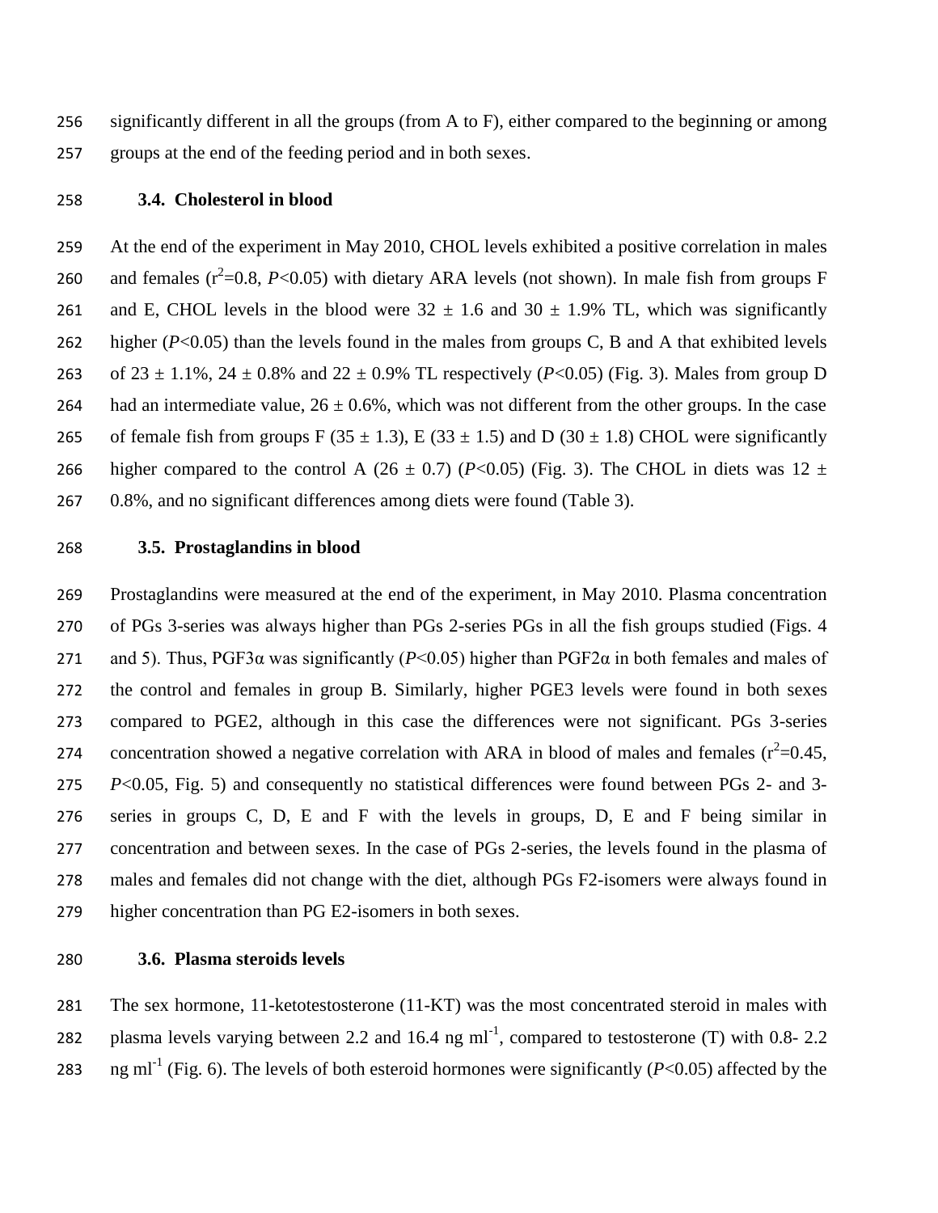significantly different in all the groups (from A to F), either compared to the beginning or among groups at the end of the feeding period and in both sexes.

### 3.4. Cholesterol in blood

At the end of the experiment in May 2010, CHOL levels exhibited a positive correlation in males and females ($r^2$=0.8, $P$<0.05) with dietary ARA levels (not shown). In male fish from groups F and E, CHOL levels in the blood were $32 \pm 1.6$ and $30 \pm 1.9$% TL, which was significantly higher ($P$<0.05) than the levels found in the males from groups C, B and A that exhibited levels of $23 \pm 1.1$%, $24 \pm 0.8$% and $22 \pm 0.9$% TL respectively ($P$<0.05) (Fig. 3). Males from group D had an intermediate value, $26 \pm 0.6$%, which was not different from the other groups. In the case of female fish from groups F ($35 \pm 1.3$), E ($33 \pm 1.5$) and D ($30 \pm 1.8$) CHOL were significantly higher compared to the control A ($26 \pm 0.7$) ($P$<0.05) (Fig. 3). The CHOL in diets was $12 \pm 0.8$%, and no significant differences among diets were found (Table 3).

### 3.5. Prostaglandins in blood

Prostaglandins were measured at the end of the experiment, in May 2010. Plasma concentration of PGs 3-series was always higher than PGs 2-series PGs in all the fish groups studied (Figs. 4 and 5). Thus, PGF3α was significantly ($P$<0.05) higher than PGF2α in both females and males of the control and females in group B. Similarly, higher PGE3 levels were found in both sexes compared to PGE2, although in this case the differences were not significant. PGs 3-series concentration showed a negative correlation with ARA in blood of males and females ($r^2$=0.45, $P$<0.05, Fig. 5) and consequently no statistical differences were found between PGs 2- and 3-series in groups C, D, E and F with the levels in groups, D, E and F being similar in concentration and between sexes. In the case of PGs 2-series, the levels found in the plasma of males and females did not change with the diet, although PGs F2-isomers were always found in higher concentration than PG E2-isomers in both sexes.

### 3.6. Plasma steroids levels

The sex hormone, 11-ketotestosterone (11-KT) was the most concentrated steroid in males with plasma levels varying between 2.2 and 16.4 ng $ml^{-1}$, compared to testosterone (T) with 0.8- 2.2 ng $ml^{-1}$ (Fig. 6). The levels of both esteroid hormones were significantly ($P$<0.05) affected by the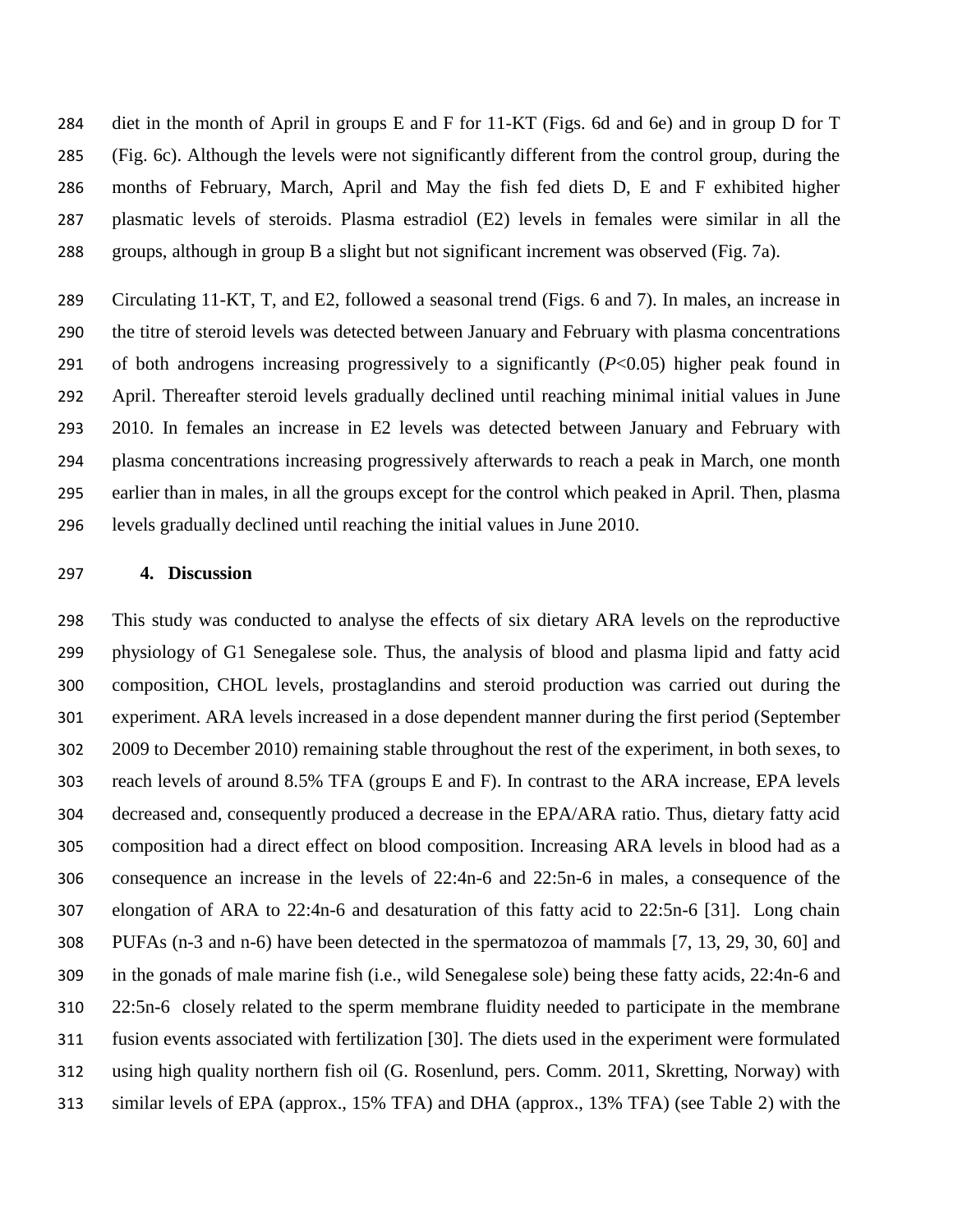diet in the month of April in groups E and F for 11-KT (Figs. 6d and 6e) and in group D for T (Fig. 6c). Although the levels were not significantly different from the control group, during the months of February, March, April and May the fish fed diets D, E and F exhibited higher plasmatic levels of steroids. Plasma estradiol (E2) levels in females were similar in all the groups, although in group B a slight but not significant increment was observed (Fig. 7a).

Circulating 11-KT, T, and E2, followed a seasonal trend (Figs. 6 and 7). In males, an increase in the titre of steroid levels was detected between January and February with plasma concentrations of both androgens increasing progressively to a significantly ($P<0.05$) higher peak found in April. Thereafter steroid levels gradually declined until reaching minimal initial values in June 2010. In females an increase in E2 levels was detected between January and February with plasma concentrations increasing progressively afterwards to reach a peak in March, one month earlier than in males, in all the groups except for the control which peaked in April. Then, plasma levels gradually declined until reaching the initial values in June 2010.

## 4. Discussion

This study was conducted to analyse the effects of six dietary ARA levels on the reproductive physiology of G1 Senegalese sole. Thus, the analysis of blood and plasma lipid and fatty acid composition, CHOL levels, prostaglandins and steroid production was carried out during the experiment. ARA levels increased in a dose dependent manner during the first period (September 2009 to December 2010) remaining stable throughout the rest of the experiment, in both sexes, to reach levels of around 8.5% TFA (groups E and F). In contrast to the ARA increase, EPA levels decreased and, consequently produced a decrease in the EPA/ARA ratio. Thus, dietary fatty acid composition had a direct effect on blood composition. Increasing ARA levels in blood had as a consequence an increase in the levels of 22:4n-6 and 22:5n-6 in males, a consequence of the elongation of ARA to 22:4n-6 and desaturation of this fatty acid to 22:5n-6 [31]. Long chain PUFAs (n-3 and n-6) have been detected in the spermatozoa of mammals [7, 13, 29, 30, 60] and in the gonads of male marine fish (i.e., wild Senegalese sole) being these fatty acids, 22:4n-6 and 22:5n-6 closely related to the sperm membrane fluidity needed to participate in the membrane fusion events associated with fertilization [30]. The diets used in the experiment were formulated using high quality northern fish oil (G. Rosenlund, pers. Comm. 2011, Skretting, Norway) with similar levels of EPA (approx., 15% TFA) and DHA (approx., 13% TFA) (see Table 2) with the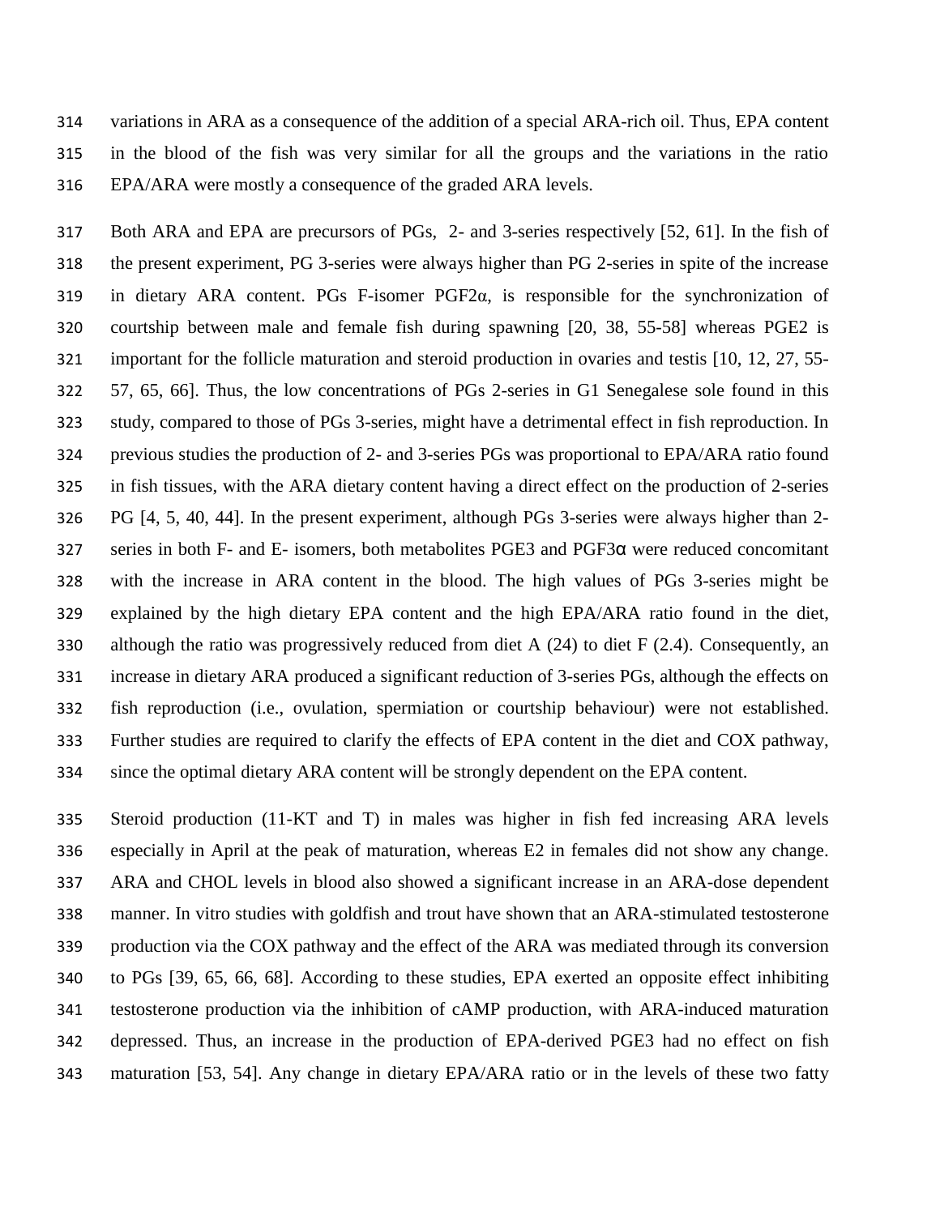variations in ARA as a consequence of the addition of a special ARA-rich oil. Thus, EPA content in the blood of the fish was very similar for all the groups and the variations in the ratio EPA/ARA were mostly a consequence of the graded ARA levels.

Both ARA and EPA are precursors of PGs, 2- and 3-series respectively [52, 61]. In the fish of the present experiment, PG 3-series were always higher than PG 2-series in spite of the increase in dietary ARA content. PGs F-isomer PGF2α, is responsible for the synchronization of courtship between male and female fish during spawning [20, 38, 55-58] whereas PGE2 is important for the follicle maturation and steroid production in ovaries and testis [10, 12, 27, 55-57, 65, 66]. Thus, the low concentrations of PGs 2-series in G1 Senegalese sole found in this study, compared to those of PGs 3-series, might have a detrimental effect in fish reproduction. In previous studies the production of 2- and 3-series PGs was proportional to EPA/ARA ratio found in fish tissues, with the ARA dietary content having a direct effect on the production of 2-series PG [4, 5, 40, 44]. In the present experiment, although PGs 3-series were always higher than 2-series in both F- and E- isomers, both metabolites PGE3 and PGF3α were reduced concomitant with the increase in ARA content in the blood. The high values of PGs 3-series might be explained by the high dietary EPA content and the high EPA/ARA ratio found in the diet, although the ratio was progressively reduced from diet A (24) to diet F (2.4). Consequently, an increase in dietary ARA produced a significant reduction of 3-series PGs, although the effects on fish reproduction (i.e., ovulation, spermiation or courtship behaviour) were not established. Further studies are required to clarify the effects of EPA content in the diet and COX pathway, since the optimal dietary ARA content will be strongly dependent on the EPA content.

Steroid production (11-KT and T) in males was higher in fish fed increasing ARA levels especially in April at the peak of maturation, whereas E2 in females did not show any change. ARA and CHOL levels in blood also showed a significant increase in an ARA-dose dependent manner. In vitro studies with goldfish and trout have shown that an ARA-stimulated testosterone production via the COX pathway and the effect of the ARA was mediated through its conversion to PGs [39, 65, 66, 68]. According to these studies, EPA exerted an opposite effect inhibiting testosterone production via the inhibition of cAMP production, with ARA-induced maturation depressed. Thus, an increase in the production of EPA-derived PGE3 had no effect on fish maturation [53, 54]. Any change in dietary EPA/ARA ratio or in the levels of these two fatty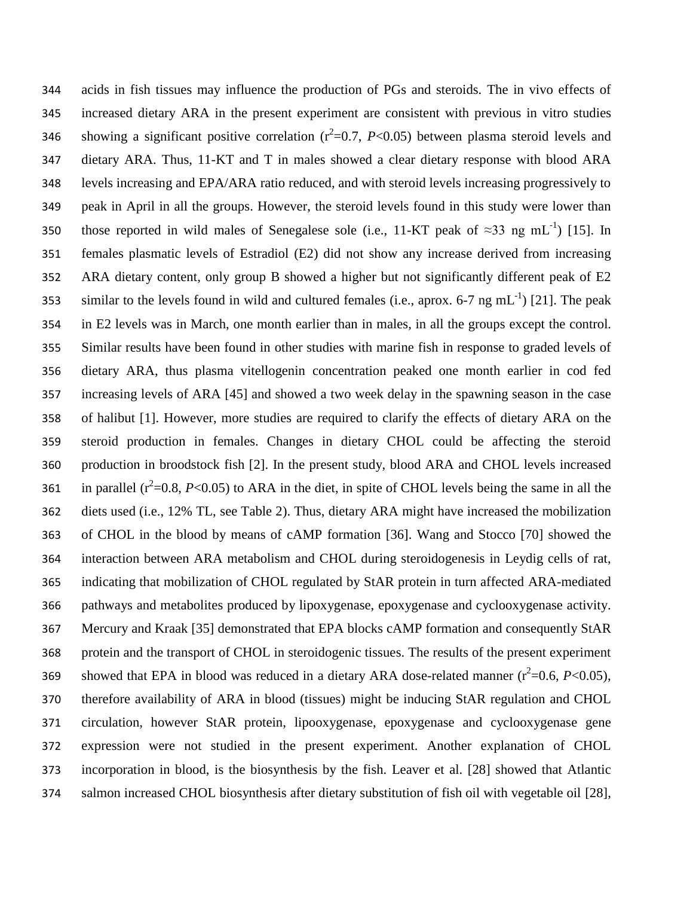acids in fish tissues may influence the production of PGs and steroids. The in vivo effects of increased dietary ARA in the present experiment are consistent with previous in vitro studies showing a significant positive correlation ($r^2$=0.7, $P$<0.05) between plasma steroid levels and dietary ARA. Thus, 11-KT and T in males showed a clear dietary response with blood ARA levels increasing and EPA/ARA ratio reduced, and with steroid levels increasing progressively to peak in April in all the groups. However, the steroid levels found in this study were lower than those reported in wild males of Senegalese sole (i.e., 11-KT peak of ≈33 ng $mL^{-1}$) [15]. In females plasmatic levels of Estradiol (E2) did not show any increase derived from increasing ARA dietary content, only group B showed a higher but not significantly different peak of E2 similar to the levels found in wild and cultured females (i.e., aprox. 6-7 ng $mL^{-1}$) [21]. The peak in E2 levels was in March, one month earlier than in males, in all the groups except the control. Similar results have been found in other studies with marine fish in response to graded levels of dietary ARA, thus plasma vitellogenin concentration peaked one month earlier in cod fed increasing levels of ARA [45] and showed a two week delay in the spawning season in the case of halibut [1]. However, more studies are required to clarify the effects of dietary ARA on the steroid production in females. Changes in dietary CHOL could be affecting the steroid production in broodstock fish [2]. In the present study, blood ARA and CHOL levels increased in parallel ($r^2$=0.8, $P$<0.05) to ARA in the diet, in spite of CHOL levels being the same in all the diets used (i.e., 12% TL, see Table 2). Thus, dietary ARA might have increased the mobilization of CHOL in the blood by means of cAMP formation [36]. Wang and Stocco [70] showed the interaction between ARA metabolism and CHOL during steroidogenesis in Leydig cells of rat, indicating that mobilization of CHOL regulated by StAR protein in turn affected ARA-mediated pathways and metabolites produced by lipoxygenase, epoxygenase and cyclooxygenase activity. Mercury and Kraak [35] demonstrated that EPA blocks cAMP formation and consequently StAR protein and the transport of CHOL in steroidogenic tissues. The results of the present experiment showed that EPA in blood was reduced in a dietary ARA dose-related manner ($r^2$=0.6, $P$<0.05), therefore availability of ARA in blood (tissues) might be inducing StAR regulation and CHOL circulation, however StAR protein, lipooxygenase, epoxygenase and cyclooxygenase gene expression were not studied in the present experiment. Another explanation of CHOL incorporation in blood, is the biosynthesis by the fish. Leaver et al. [28] showed that Atlantic salmon increased CHOL biosynthesis after dietary substitution of fish oil with vegetable oil [28],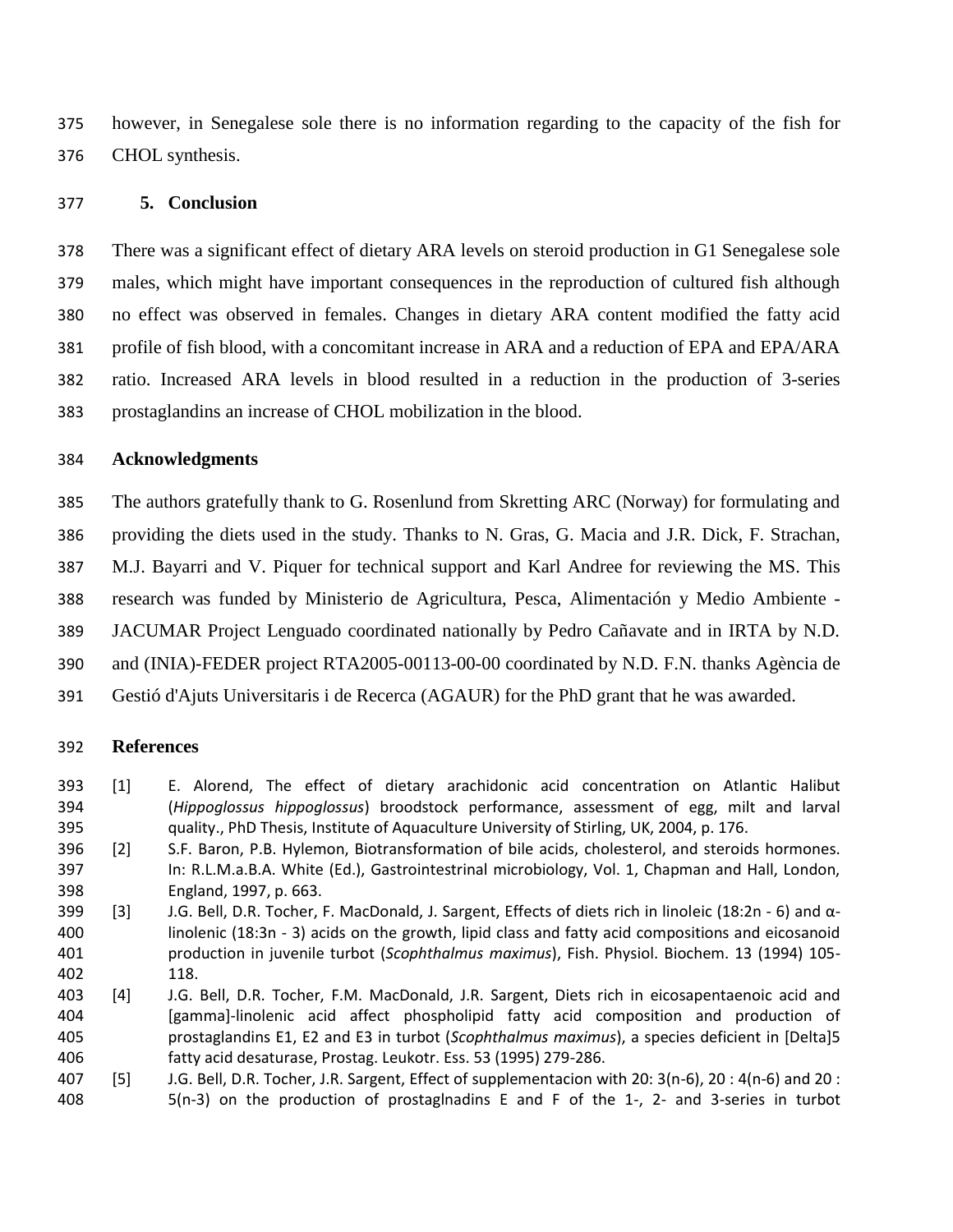however, in Senegalese sole there is no information regarding to the capacity of the fish for CHOL synthesis.

## 5. Conclusion

There was a significant effect of dietary ARA levels on steroid production in G1 Senegalese sole males, which might have important consequences in the reproduction of cultured fish although no effect was observed in females. Changes in dietary ARA content modified the fatty acid profile of fish blood, with a concomitant increase in ARA and a reduction of EPA and EPA/ARA ratio. Increased ARA levels in blood resulted in a reduction in the production of 3-series prostaglandins an increase of CHOL mobilization in the blood.

## Acknowledgments

The authors gratefully thank to G. Rosenlund from Skretting ARC (Norway) for formulating and providing the diets used in the study. Thanks to N. Gras, G. Macia and J.R. Dick, F. Strachan, M.J. Bayarri and V. Piquer for technical support and Karl Andree for reviewing the MS. This research was funded by Ministerio de Agricultura, Pesca, Alimentación y Medio Ambiente - JACUMAR Project Lenguado coordinated nationally by Pedro Cañavate and in IRTA by N.D. and (INIA)-FEDER project RTA2005-00113-00-00 coordinated by N.D. F.N. thanks Agència de Gestió d'Ajuts Universitaris i de Recerca (AGAUR) for the PhD grant that he was awarded.

## References

[1] E. Alorend, The effect of dietary arachidonic acid concentration on Atlantic Halibut (*Hippoglossus hippoglossus*) broodstock performance, assessment of egg, milt and larval quality., PhD Thesis, Institute of Aquaculture University of Stirling, UK, 2004, p. 176.

[2] S.F. Baron, P.B. Hylemon, Biotransformation of bile acids, cholesterol, and steroids hormones. In: R.L.M.a.B.A. White (Ed.), Gastrointestrinal microbiology, Vol. 1, Chapman and Hall, London, England, 1997, p. 663.

[3] J.G. Bell, D.R. Tocher, F. MacDonald, J. Sargent, Effects of diets rich in linoleic (18:2n - 6) and α-linolenic (18:3n - 3) acids on the growth, lipid class and fatty acid compositions and eicosanoid production in juvenile turbot (*Scophthalmus maximus*), Fish. Physiol. Biochem. 13 (1994) 105-118.

[4] J.G. Bell, D.R. Tocher, F.M. MacDonald, J.R. Sargent, Diets rich in eicosapentaenoic acid and [gamma]-linolenic acid affect phospholipid fatty acid composition and production of prostaglandins E1, E2 and E3 in turbot (*Scophthalmus maximus*), a species deficient in [Delta]5 fatty acid desaturase, Prostag. Leukotr. Ess. 53 (1995) 279-286.

[5] J.G. Bell, D.R. Tocher, J.R. Sargent, Effect of supplementacion with 20: 3(n-6), 20 : 4(n-6) and 20 : 5(n-3) on the production of prostaglnadins E and F of the 1-, 2- and 3-series in turbot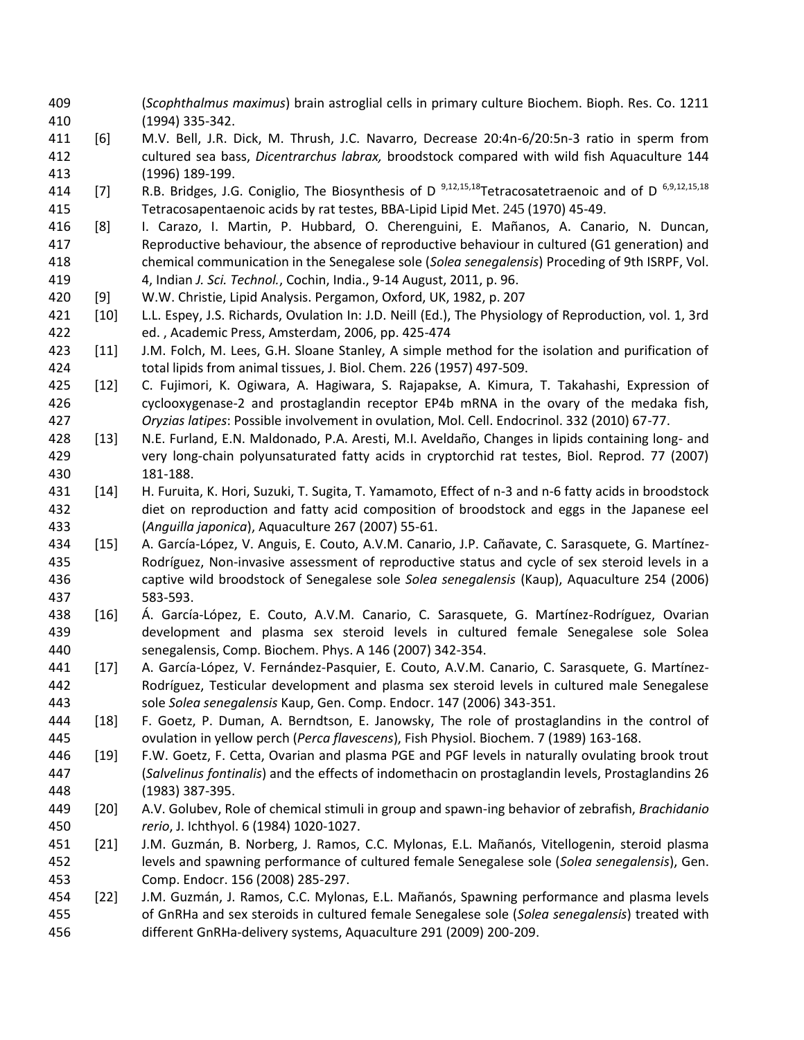(*Scophthalmus maximus*) brain astroglial cells in primary culture Biochem. Bioph. Res. Co. 1211 (1994) 335-342.

[6] M.V. Bell, J.R. Dick, M. Thrush, J.C. Navarro, Decrease 20:4n-6/20:5n-3 ratio in sperm from cultured sea bass, *Dicentrarchus labrax,* broodstock compared with wild fish Aquaculture 144 (1996) 189-199.

[7] R.B. Bridges, J.G. Coniglio, The Biosynthesis of D $^{9,12,15,18}$Tetracosatetraenoic and of D $^{6,9,12,15,18}$ Tetracosapentaenoic acids by rat testes, BBA-Lipid Lipid Met. 245 (1970) 45-49.

[8] I. Carazo, I. Martin, P. Hubbard, O. Cherenguini, E. Mañanos, A. Canario, N. Duncan, Reproductive behaviour, the absence of reproductive behaviour in cultured (G1 generation) and chemical communication in the Senegalese sole (*Solea senegalensis*) Proceding of 9th ISRPF, Vol. 4, Indian *J. Sci. Technol.*, Cochin, India., 9-14 August, 2011, p. 96.

[9] W.W. Christie, Lipid Analysis. Pergamon, Oxford, UK, 1982, p. 207

[10] L.L. Espey, J.S. Richards, Ovulation In: J.D. Neill (Ed.), The Physiology of Reproduction, vol. 1, 3rd ed. , Academic Press, Amsterdam, 2006, pp. 425-474

[11] J.M. Folch, M. Lees, G.H. Sloane Stanley, A simple method for the isolation and purification of total lipids from animal tissues, J. Biol. Chem. 226 (1957) 497-509.

[12] C. Fujimori, K. Ogiwara, A. Hagiwara, S. Rajapakse, A. Kimura, T. Takahashi, Expression of cyclooxygenase-2 and prostaglandin receptor EP4b mRNA in the ovary of the medaka fish, *Oryzias latipes*: Possible involvement in ovulation, Mol. Cell. Endocrinol. 332 (2010) 67-77.

[13] N.E. Furland, E.N. Maldonado, P.A. Aresti, M.I. Aveldaño, Changes in lipids containing long- and very long-chain polyunsaturated fatty acids in cryptorchid rat testes, Biol. Reprod. 77 (2007) 181-188.

[14] H. Furuita, K. Hori, Suzuki, T. Sugita, T. Yamamoto, Effect of n-3 and n-6 fatty acids in broodstock diet on reproduction and fatty acid composition of broodstock and eggs in the Japanese eel (*Anguilla japonica*), Aquaculture 267 (2007) 55-61.

[15] A. García-López, V. Anguis, E. Couto, A.V.M. Canario, J.P. Cañavate, C. Sarasquete, G. Martínez-Rodríguez, Non-invasive assessment of reproductive status and cycle of sex steroid levels in a captive wild broodstock of Senegalese sole *Solea senegalensis* (Kaup), Aquaculture 254 (2006) 583-593.

[16] Á. García-López, E. Couto, A.V.M. Canario, C. Sarasquete, G. Martínez-Rodríguez, Ovarian development and plasma sex steroid levels in cultured female Senegalese sole Solea senegalensis, Comp. Biochem. Phys. A 146 (2007) 342-354.

[17] A. García-López, V. Fernández-Pasquier, E. Couto, A.V.M. Canario, C. Sarasquete, G. Martínez-Rodríguez, Testicular development and plasma sex steroid levels in cultured male Senegalese sole *Solea senegalensis* Kaup, Gen. Comp. Endocr. 147 (2006) 343-351.

[18] F. Goetz, P. Duman, A. Berndtson, E. Janowsky, The role of prostaglandins in the control of ovulation in yellow perch (*Perca flavescens*), Fish Physiol. Biochem. 7 (1989) 163-168.

[19] F.W. Goetz, F. Cetta, Ovarian and plasma PGE and PGF levels in naturally ovulating brook trout (*Salvelinus fontinalis*) and the effects of indomethacin on prostaglandin levels, Prostaglandins 26 (1983) 387-395.

[20] A.V. Golubev, Role of chemical stimuli in group and spawn-ing behavior of zebrafish, *Brachidanio rerio*, J. Ichthyol. 6 (1984) 1020-1027.

[21] J.M. Guzmán, B. Norberg, J. Ramos, C.C. Mylonas, E.L. Mañanós, Vitellogenin, steroid plasma levels and spawning performance of cultured female Senegalese sole (*Solea senegalensis*), Gen. Comp. Endocr. 156 (2008) 285-297.

[22] J.M. Guzmán, J. Ramos, C.C. Mylonas, E.L. Mañanós, Spawning performance and plasma levels of GnRHa and sex steroids in cultured female Senegalese sole (*Solea senegalensis*) treated with different GnRHa-delivery systems, Aquaculture 291 (2009) 200-209.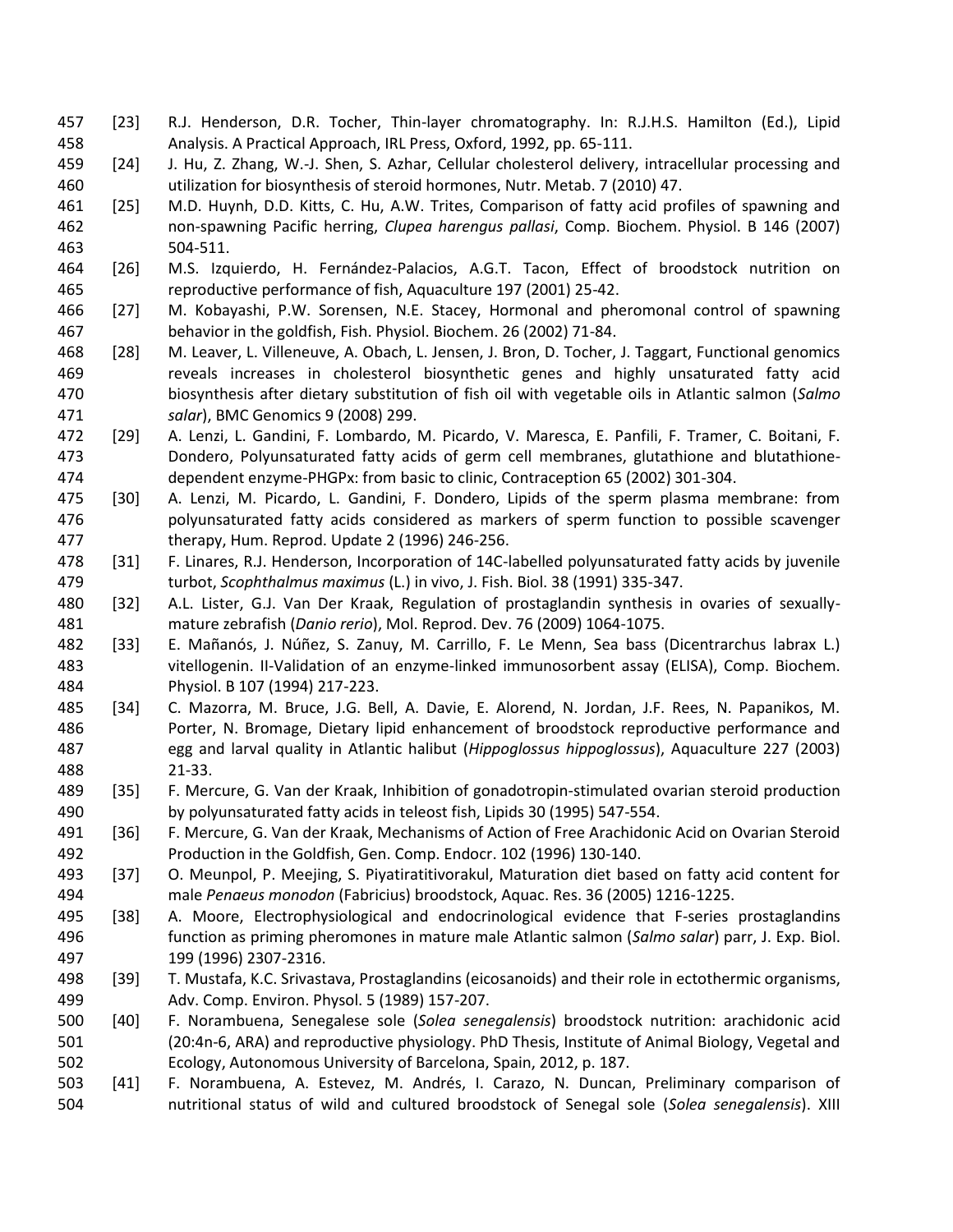[23] R.J. Henderson, D.R. Tocher, Thin-layer chromatography. In: R.J.H.S. Hamilton (Ed.), Lipid Analysis. A Practical Approach, IRL Press, Oxford, 1992, pp. 65-111.

[24] J. Hu, Z. Zhang, W.-J. Shen, S. Azhar, Cellular cholesterol delivery, intracellular processing and utilization for biosynthesis of steroid hormones, Nutr. Metab. 7 (2010) 47.

[25] M.D. Huynh, D.D. Kitts, C. Hu, A.W. Trites, Comparison of fatty acid profiles of spawning and non-spawning Pacific herring, *Clupea harengus pallasi*, Comp. Biochem. Physiol. B 146 (2007) 504-511.

[26] M.S. Izquierdo, H. Fernández-Palacios, A.G.T. Tacon, Effect of broodstock nutrition on reproductive performance of fish, Aquaculture 197 (2001) 25-42.

[27] M. Kobayashi, P.W. Sorensen, N.E. Stacey, Hormonal and pheromonal control of spawning behavior in the goldfish, Fish. Physiol. Biochem. 26 (2002) 71-84.

[28] M. Leaver, L. Villeneuve, A. Obach, L. Jensen, J. Bron, D. Tocher, J. Taggart, Functional genomics reveals increases in cholesterol biosynthetic genes and highly unsaturated fatty acid biosynthesis after dietary substitution of fish oil with vegetable oils in Atlantic salmon (*Salmo salar*), BMC Genomics 9 (2008) 299.

[29] A. Lenzi, L. Gandini, F. Lombardo, M. Picardo, V. Maresca, E. Panfili, F. Tramer, C. Boitani, F. Dondero, Polyunsaturated fatty acids of germ cell membranes, glutathione and blutathione-dependent enzyme-PHGPx: from basic to clinic, Contraception 65 (2002) 301-304.

[30] A. Lenzi, M. Picardo, L. Gandini, F. Dondero, Lipids of the sperm plasma membrane: from polyunsaturated fatty acids considered as markers of sperm function to possible scavenger therapy, Hum. Reprod. Update 2 (1996) 246-256.

[31] F. Linares, R.J. Henderson, Incorporation of 14C-labelled polyunsaturated fatty acids by juvenile turbot, *Scophthalmus maximus* (L.) in vivo, J. Fish. Biol. 38 (1991) 335-347.

[32] A.L. Lister, G.J. Van Der Kraak, Regulation of prostaglandin synthesis in ovaries of sexually-mature zebrafish (*Danio rerio*), Mol. Reprod. Dev. 76 (2009) 1064-1075.

[33] E. Mañanós, J. Núñez, S. Zanuy, M. Carrillo, F. Le Menn, Sea bass (Dicentrarchus labrax L.) vitellogenin. II-Validation of an enzyme-linked immunosorbent assay (ELISA), Comp. Biochem. Physiol. B 107 (1994) 217-223.

[34] C. Mazorra, M. Bruce, J.G. Bell, A. Davie, E. Alorend, N. Jordan, J.F. Rees, N. Papanikos, M. Porter, N. Bromage, Dietary lipid enhancement of broodstock reproductive performance and egg and larval quality in Atlantic halibut (*Hippoglossus hippoglossus*), Aquaculture 227 (2003) 21-33.

[35] F. Mercure, G. Van der Kraak, Inhibition of gonadotropin-stimulated ovarian steroid production by polyunsaturated fatty acids in teleost fish, Lipids 30 (1995) 547-554.

[36] F. Mercure, G. Van der Kraak, Mechanisms of Action of Free Arachidonic Acid on Ovarian Steroid Production in the Goldfish, Gen. Comp. Endocr. 102 (1996) 130-140.

[37] O. Meunpol, P. Meejing, S. Piyatiratitivorakul, Maturation diet based on fatty acid content for male *Penaeus monodon* (Fabricius) broodstock, Aquac. Res. 36 (2005) 1216-1225.

[38] A. Moore, Electrophysiological and endocrinological evidence that F-series prostaglandins function as priming pheromones in mature male Atlantic salmon (*Salmo salar*) parr, J. Exp. Biol. 199 (1996) 2307-2316.

[39] T. Mustafa, K.C. Srivastava, Prostaglandins (eicosanoids) and their role in ectothermic organisms, Adv. Comp. Environ. Physol. 5 (1989) 157-207.

[40] F. Norambuena, Senegalese sole (*Solea senegalensis*) broodstock nutrition: arachidonic acid (20:4n-6, ARA) and reproductive physiology. PhD Thesis, Institute of Animal Biology, Vegetal and Ecology, Autonomous University of Barcelona, Spain, 2012, p. 187.

[41] F. Norambuena, A. Estevez, M. Andrés, I. Carazo, N. Duncan, Preliminary comparison of nutritional status of wild and cultured broodstock of Senegal sole (*Solea senegalensis*). XIII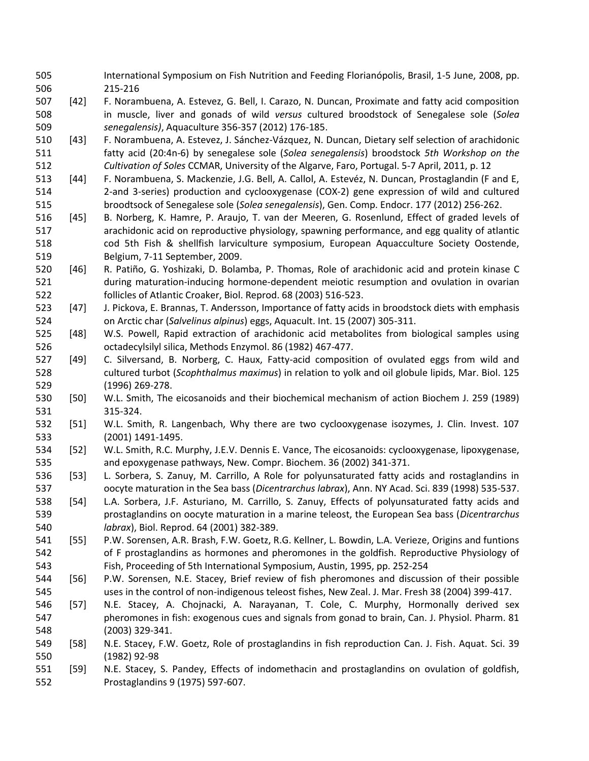International Symposium on Fish Nutrition and Feeding Florianópolis, Brasil, 1-5 June, 2008, pp. 215-216

[42] F. Norambuena, A. Estevez, G. Bell, I. Carazo, N. Duncan, Proximate and fatty acid composition in muscle, liver and gonads of wild *versus* cultured broodstock of Senegalese sole (*Solea senegalensis)*, Aquaculture 356-357 (2012) 176-185.

[43] F. Norambuena, A. Estevez, J. Sánchez-Vázquez, N. Duncan, Dietary self selection of arachidonic fatty acid (20:4n-6) by senegalese sole (*Solea senegalensis*) broodstock *5th Workshop on the Cultivation of Soles* CCMAR, University of the Algarve, Faro, Portugal. 5-7 April, 2011, p. 12

[44] F. Norambuena, S. Mackenzie, J.G. Bell, A. Callol, A. Estevéz, N. Duncan, Prostaglandin (F and E, 2-and 3-series) production and cyclooxygenase (COX-2) gene expression of wild and cultured broodtsock of Senegalese sole (*Solea senegalensis*), Gen. Comp. Endocr. 177 (2012) 256-262.

[45] B. Norberg, K. Hamre, P. Araujo, T. van der Meeren, G. Rosenlund, Effect of graded levels of arachidonic acid on reproductive physiology, spawning performance, and egg quality of atlantic cod 5th Fish & shellfish larviculture symposium, European Aquacculture Society Oostende, Belgium, 7-11 September, 2009.

[46] R. Patiño, G. Yoshizaki, D. Bolamba, P. Thomas, Role of arachidonic acid and protein kinase C during maturation-inducing hormone-dependent meiotic resumption and ovulation in ovarian follicles of Atlantic Croaker, Biol. Reprod. 68 (2003) 516-523.

[47] J. Pickova, E. Brannas, T. Andersson, Importance of fatty acids in broodstock diets with emphasis on Arctic char (*Salvelinus alpinus*) eggs, Aquacult. Int. 15 (2007) 305-311.

[48] W.S. Powell, Rapid extraction of arachidonic acid metabolites from biological samples using octadecylsilyl silica, Methods Enzymol. 86 (1982) 467-477.

[49] C. Silversand, B. Norberg, C. Haux, Fatty-acid composition of ovulated eggs from wild and cultured turbot (*Scophthalmus maximus*) in relation to yolk and oil globule lipids, Mar. Biol. 125 (1996) 269-278.

[50] W.L. Smith, The eicosanoids and their biochemical mechanism of action Biochem J. 259 (1989) 315-324.

[51] W.L. Smith, R. Langenbach, Why there are two cyclooxygenase isozymes, J. Clin. Invest. 107 (2001) 1491-1495.

[52] W.L. Smith, R.C. Murphy, J.E.V. Dennis E. Vance, The eicosanoids: cyclooxygenase, lipoxygenase, and epoxygenase pathways, New. Compr. Biochem. 36 (2002) 341-371.

[53] L. Sorbera, S. Zanuy, M. Carrillo, A Role for polyunsaturated fatty acids and rostaglandins in oocyte maturation in the Sea bass (*Dicentrarchus labrax*), Ann. NY Acad. Sci. 839 (1998) 535-537.

[54] L.A. Sorbera, J.F. Asturiano, M. Carrillo, S. Zanuy, Effects of polyunsaturated fatty acids and prostaglandins on oocyte maturation in a marine teleost, the European Sea bass (*Dicentrarchus labrax*), Biol. Reprod. 64 (2001) 382-389.

[55] P.W. Sorensen, A.R. Brash, F.W. Goetz, R.G. Kellner, L. Bowdin, L.A. Verieze, Origins and funtions of F prostaglandins as hormones and pheromones in the goldfish. Reproductive Physiology of Fish, Proceeding of 5th International Symposium, Austin, 1995, pp. 252-254

[56] P.W. Sorensen, N.E. Stacey, Brief review of fish pheromones and discussion of their possible uses in the control of non-indigenous teleost fishes, New Zeal. J. Mar. Fresh 38 (2004) 399-417.

[57] N.E. Stacey, A. Chojnacki, A. Narayanan, T. Cole, C. Murphy, Hormonally derived sex pheromones in fish: exogenous cues and signals from gonad to brain, Can. J. Physiol. Pharm. 81 (2003) 329-341.

[58] N.E. Stacey, F.W. Goetz, Role of prostaglandins in fish reproduction Can. J. Fish. Aquat. Sci. 39 (1982) 92-98

[59] N.E. Stacey, S. Pandey, Effects of indomethacin and prostaglandins on ovulation of goldfish, Prostaglandins 9 (1975) 597-607.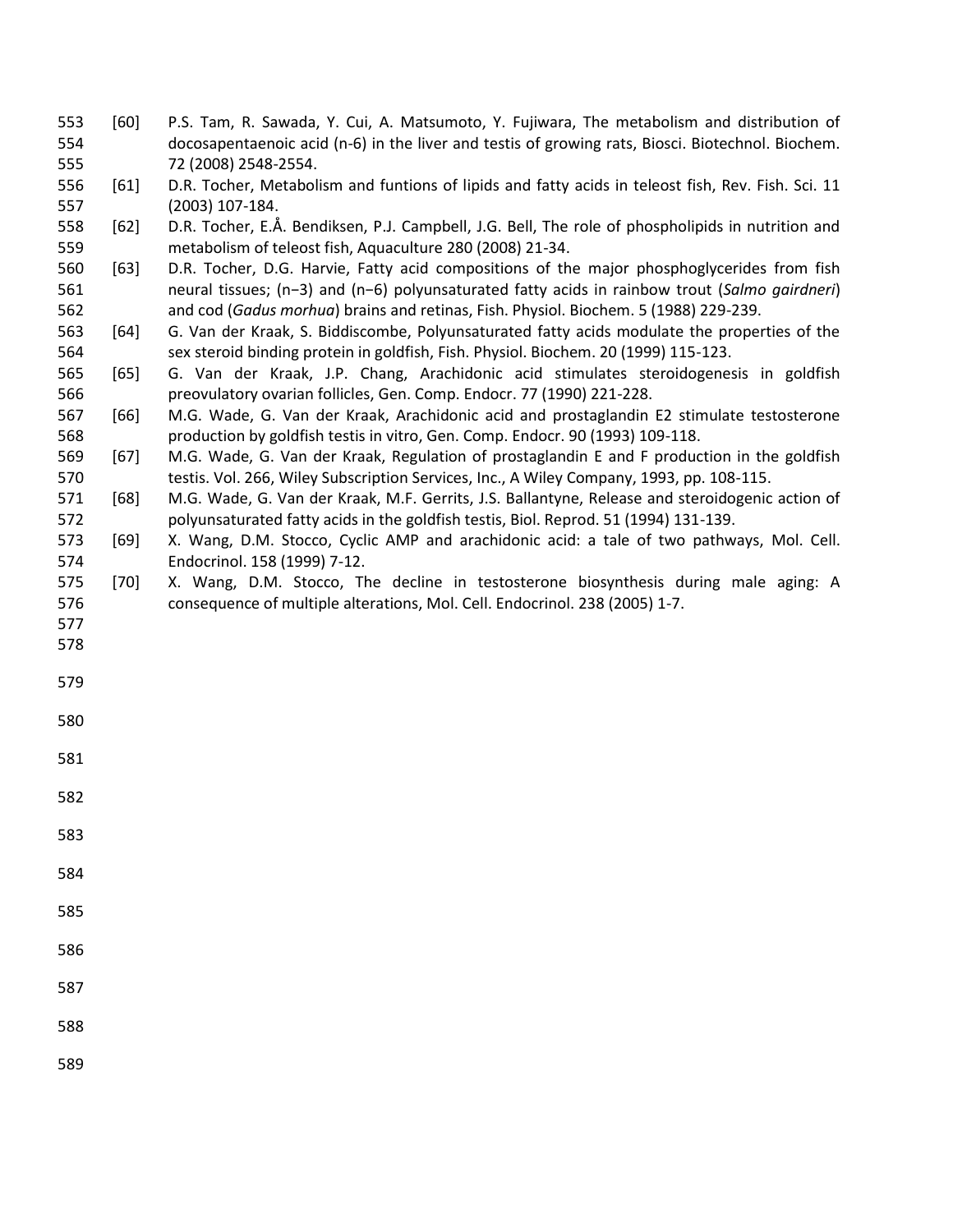[60] P.S. Tam, R. Sawada, Y. Cui, A. Matsumoto, Y. Fujiwara, The metabolism and distribution of docosapentaenoic acid (n-6) in the liver and testis of growing rats, Biosci. Biotechnol. Biochem. 72 (2008) 2548-2554.

[61] D.R. Tocher, Metabolism and funtions of lipids and fatty acids in teleost fish, Rev. Fish. Sci. 11 (2003) 107-184.

[62] D.R. Tocher, E.Å. Bendiksen, P.J. Campbell, J.G. Bell, The role of phospholipids in nutrition and metabolism of teleost fish, Aquaculture 280 (2008) 21-34.

[63] D.R. Tocher, D.G. Harvie, Fatty acid compositions of the major phosphoglycerides from fish neural tissues; (n−3) and (n−6) polyunsaturated fatty acids in rainbow trout (*Salmo gairdneri*) and cod (*Gadus morhua*) brains and retinas, Fish. Physiol. Biochem. 5 (1988) 229-239.

[64] G. Van der Kraak, S. Biddiscombe, Polyunsaturated fatty acids modulate the properties of the sex steroid binding protein in goldfish, Fish. Physiol. Biochem. 20 (1999) 115-123.

[65] G. Van der Kraak, J.P. Chang, Arachidonic acid stimulates steroidogenesis in goldfish preovulatory ovarian follicles, Gen. Comp. Endocr. 77 (1990) 221-228.

[66] M.G. Wade, G. Van der Kraak, Arachidonic acid and prostaglandin E2 stimulate testosterone production by goldfish testis in vitro, Gen. Comp. Endocr. 90 (1993) 109-118.

[67] M.G. Wade, G. Van der Kraak, Regulation of prostaglandin E and F production in the goldfish testis. Vol. 266, Wiley Subscription Services, Inc., A Wiley Company, 1993, pp. 108-115.

[68] M.G. Wade, G. Van der Kraak, M.F. Gerrits, J.S. Ballantyne, Release and steroidogenic action of polyunsaturated fatty acids in the goldfish testis, Biol. Reprod. 51 (1994) 131-139.

[69] X. Wang, D.M. Stocco, Cyclic AMP and arachidonic acid: a tale of two pathways, Mol. Cell. Endocrinol. 158 (1999) 7-12.

[70] X. Wang, D.M. Stocco, The decline in testosterone biosynthesis during male aging: A consequence of multiple alterations, Mol. Cell. Endocrinol. 238 (2005) 1-7.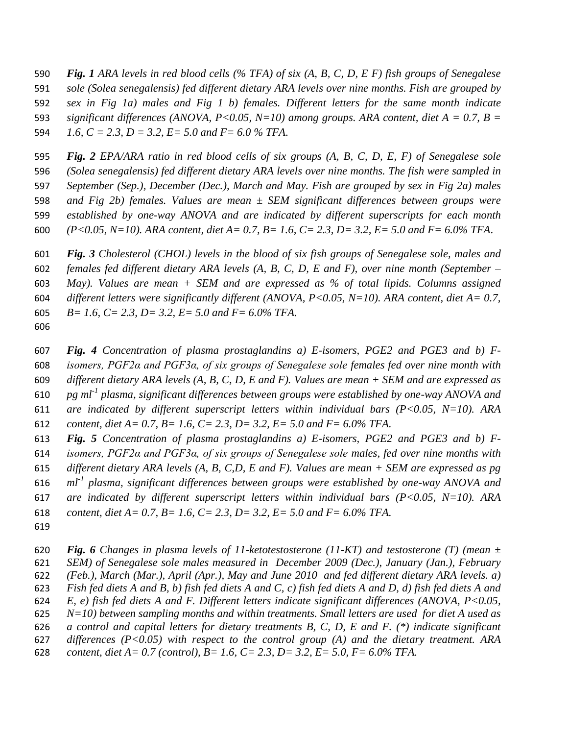***Fig. 1*** *ARA levels in red blood cells (% TFA) of six (A, B, C, D, E F) fish groups of Senegalese sole (Solea senegalensis) fed different dietary ARA levels over nine months. Fish are grouped by sex in Fig 1a) males and Fig 1 b) females. Different letters for the same month indicate significant differences (ANOVA, $P<0.05$, $N=10$) among groups. ARA content, diet A = 0.7, B = 1.6, C = 2.3, D = 3.2, E= 5.0 and F= 6.0 % TFA.*

***Fig. 2*** *EPA/ARA ratio in red blood cells of six groups (A, B, C, D, E, F) of Senegalese sole (Solea senegalensis) fed different dietary ARA levels over nine months. The fish were sampled in September (Sep.), December (Dec.), March and May. Fish are grouped by sex in Fig 2a) males and Fig 2b) females. Values are mean ± SEM significant differences between groups were established by one-way ANOVA and are indicated by different superscripts for each month ($P<0.05$, $N=10$). ARA content, diet A= 0.7, B= 1.6, C= 2.3, D= 3.2, E= 5.0 and F= 6.0% TFA.*

***Fig. 3*** *Cholesterol (CHOL) levels in the blood of six fish groups of Senegalese sole, males and females fed different dietary ARA levels (A, B, C, D, E and F), over nine month (September – May). Values are mean + SEM and are expressed as % of total lipids. Columns assigned different letters were significantly different (ANOVA, $P<0.05$, $N=10$). ARA content, diet A= 0.7, B= 1.6, C= 2.3, D= 3.2, E= 5.0 and F= 6.0% TFA.*

***Fig. 4*** *Concentration of plasma prostaglandins a) E-isomers, PGE2 and PGE3 and b) F-isomers, PGF2α and PGF3α, of six groups of Senegalese sole females fed over nine month with different dietary ARA levels (A, B, C, D, E and F). Values are mean + SEM and are expressed as pg $ml^{-1}$ plasma, significant differences between groups were established by one-way ANOVA and are indicated by different superscript letters within individual bars ($P<0.05$, $N=10$). ARA content, diet A= 0.7, B= 1.6, C= 2.3, D= 3.2, E= 5.0 and F= 6.0% TFA.*

***Fig. 5*** *Concentration of plasma prostaglandins a) E-isomers, PGE2 and PGE3 and b) F-isomers, PGF2α and PGF3α, of six groups of Senegalese sole males, fed over nine months with different dietary ARA levels (A, B, C,D, E and F). Values are mean + SEM are expressed as pg $ml^{-1}$ plasma, significant differences between groups were established by one-way ANOVA and are indicated by different superscript letters within individual bars ($P<0.05$, $N=10$). ARA content, diet A= 0.7, B= 1.6, C= 2.3, D= 3.2, E= 5.0 and F= 6.0% TFA.*

***Fig. 6*** *Changes in plasma levels of 11-ketotestosterone (11-KT) and testosterone (T) (mean ± SEM) of Senegalese sole males measured in December 2009 (Dec.), January (Jan.), February (Feb.), March (Mar.), April (Apr.), May and June 2010 and fed different dietary ARA levels. a) Fish fed diets A and B, b) fish fed diets A and C, c) fish fed diets A and D, d) fish fed diets A and E, e) fish fed diets A and F. Different letters indicate significant differences (ANOVA, $P<0.05$, $N=10$) between sampling months and within treatments. Small letters are used for diet A used as a control and capital letters for dietary treatments B, C, D, E and F. (*) indicate significant differences ($P<0.05$) with respect to the control group (A) and the dietary treatment. ARA content, diet A= 0.7 (control), B= 1.6, C= 2.3, D= 3.2, E= 5.0, F= 6.0% TFA.*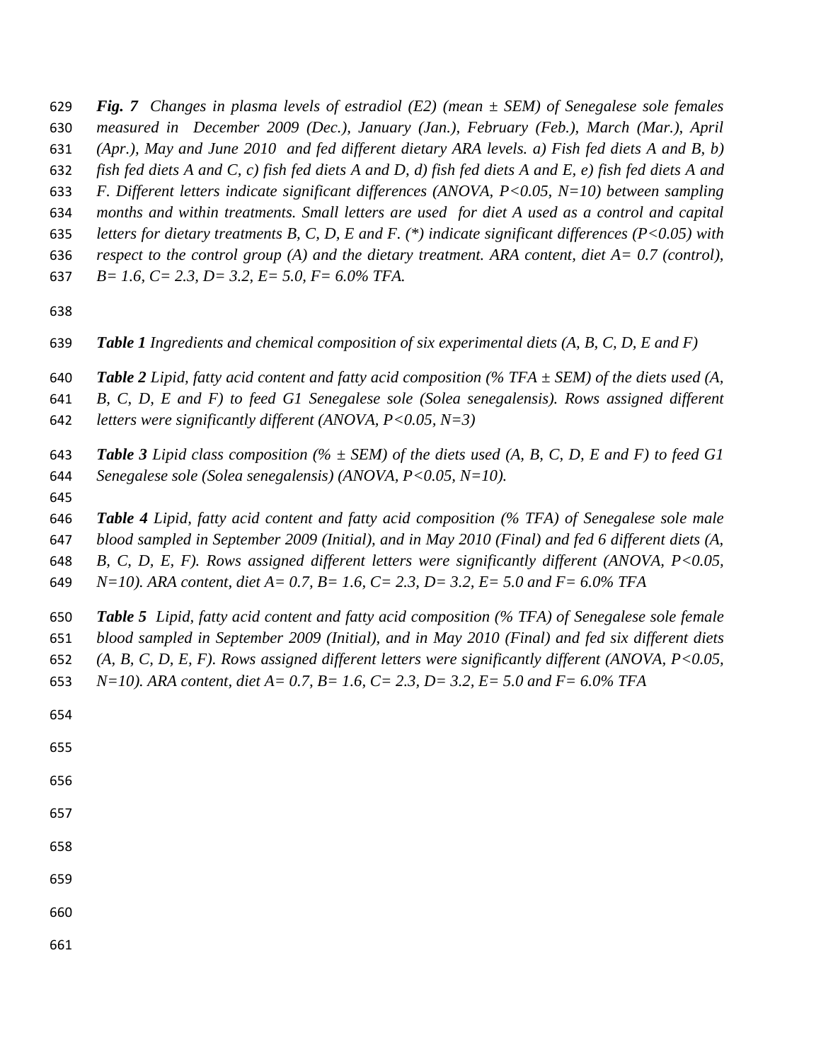***Fig. 7*** *Changes in plasma levels of estradiol (E2) (mean ± SEM) of Senegalese sole females measured in December 2009 (Dec.), January (Jan.), February (Feb.), March (Mar.), April (Apr.), May and June 2010 and fed different dietary ARA levels. a) Fish fed diets A and B, b) fish fed diets A and C, c) fish fed diets A and D, d) fish fed diets A and E, e) fish fed diets A and F. Different letters indicate significant differences (ANOVA, P<0.05, N=10) between sampling months and within treatments. Small letters are used for diet A used as a control and capital letters for dietary treatments B, C, D, E and F. (*) indicate significant differences (P<0.05) with respect to the control group (A) and the dietary treatment. ARA content, diet A= 0.7 (control), B= 1.6, C= 2.3, D= 3.2, E= 5.0, F= 6.0% TFA.*

***Table 1*** *Ingredients and chemical composition of six experimental diets (A, B, C, D, E and F)*

***Table 2*** *Lipid, fatty acid content and fatty acid composition (% TFA ± SEM) of the diets used (A, B, C, D, E and F) to feed G1 Senegalese sole (Solea senegalensis). Rows assigned different letters were significantly different (ANOVA, P<0.05, N=3)*

***Table 3*** *Lipid class composition (% ± SEM) of the diets used (A, B, C, D, E and F) to feed G1 Senegalese sole (Solea senegalensis) (ANOVA, P<0.05, N=10).*

***Table 4*** *Lipid, fatty acid content and fatty acid composition (% TFA) of Senegalese sole male blood sampled in September 2009 (Initial), and in May 2010 (Final) and fed 6 different diets (A, B, C, D, E, F). Rows assigned different letters were significantly different (ANOVA, P<0.05, N=10). ARA content, diet A= 0.7, B= 1.6, C= 2.3, D= 3.2, E= 5.0 and F= 6.0% TFA*

***Table 5*** *Lipid, fatty acid content and fatty acid composition (% TFA) of Senegalese sole female blood sampled in September 2009 (Initial), and in May 2010 (Final) and fed six different diets (A, B, C, D, E, F). Rows assigned different letters were significantly different (ANOVA, P<0.05, N=10). ARA content, diet A= 0.7, B= 1.6, C= 2.3, D= 3.2, E= 5.0 and F= 6.0% TFA*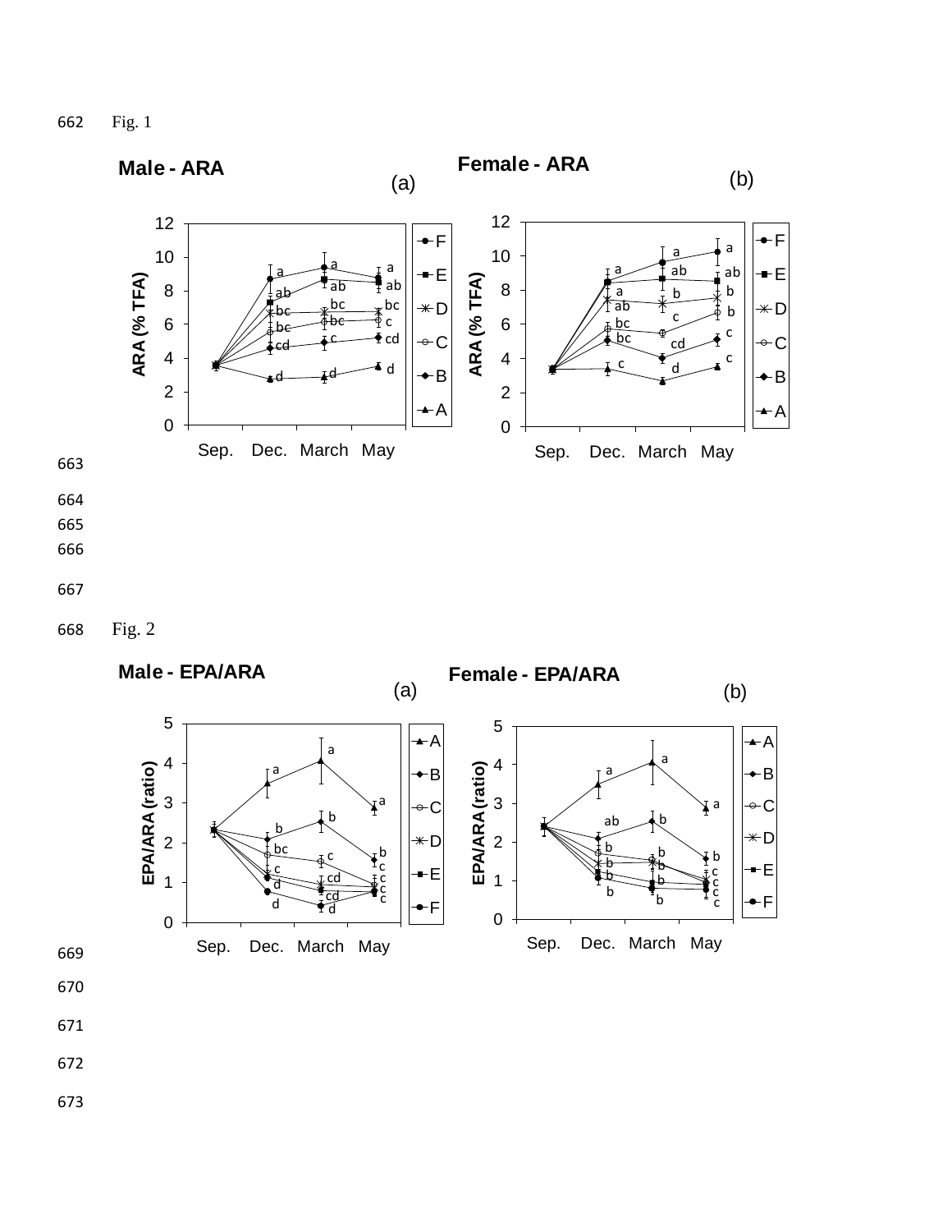Fig. 1

Fig. 2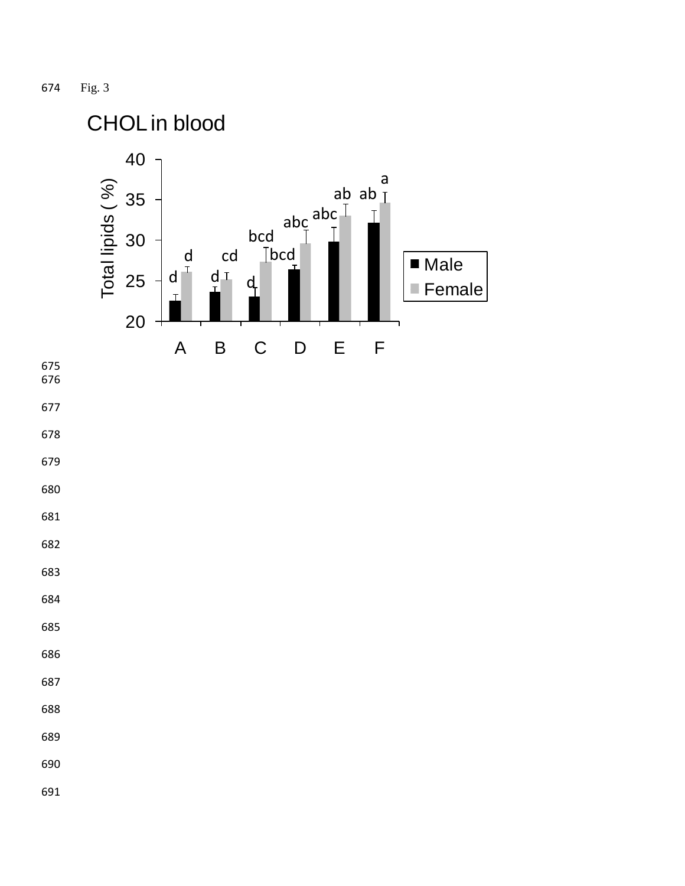Fig. 3

CHOL in blood

| | Male | Female |
|---|---|---|
| A | d | d |
| B | d | cd |
| C | d | bcd |
| D | bcd | abc |
| E | abc | ab |
| F | ab | a |

Total lipids ( %)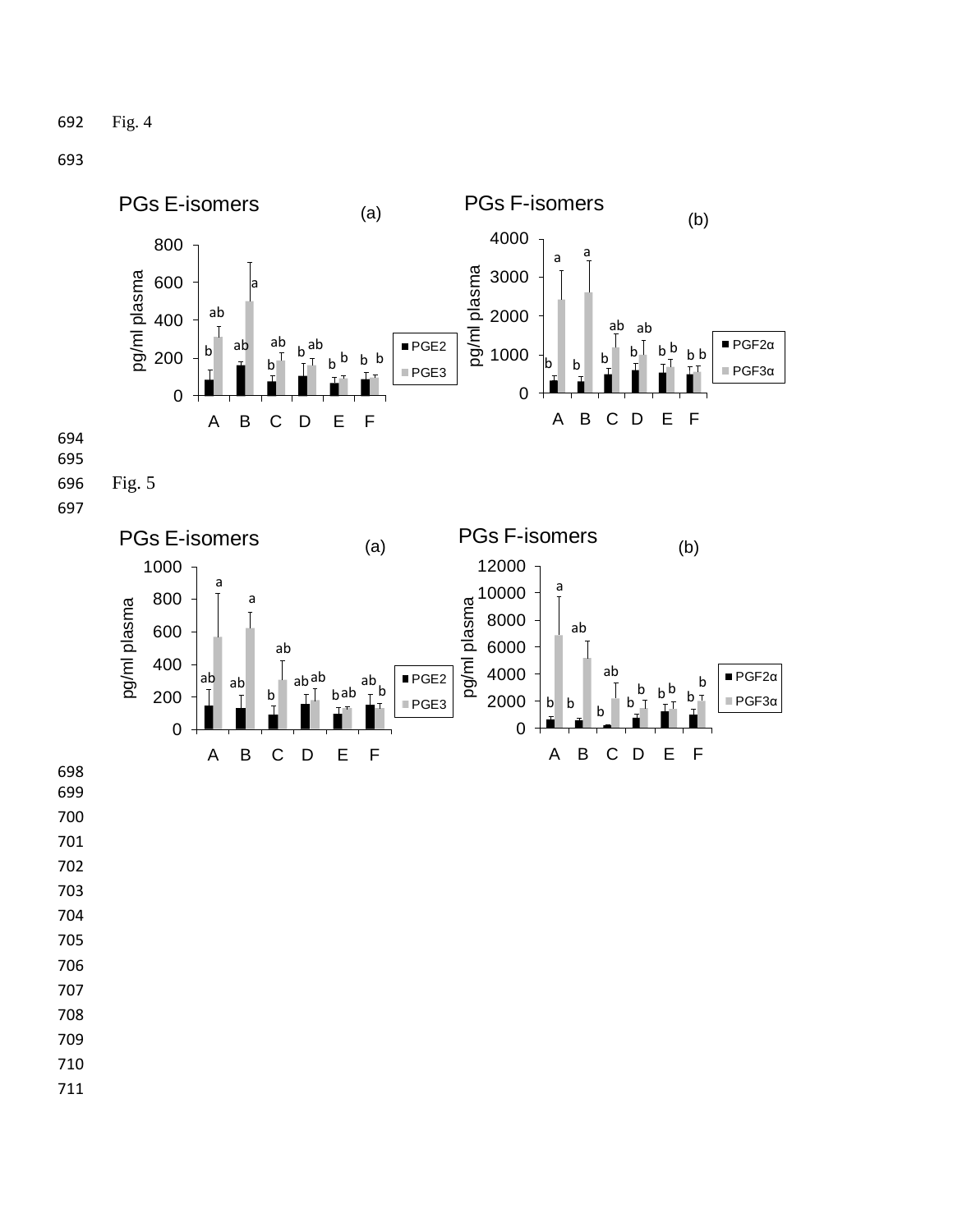Fig. 4

Fig. 5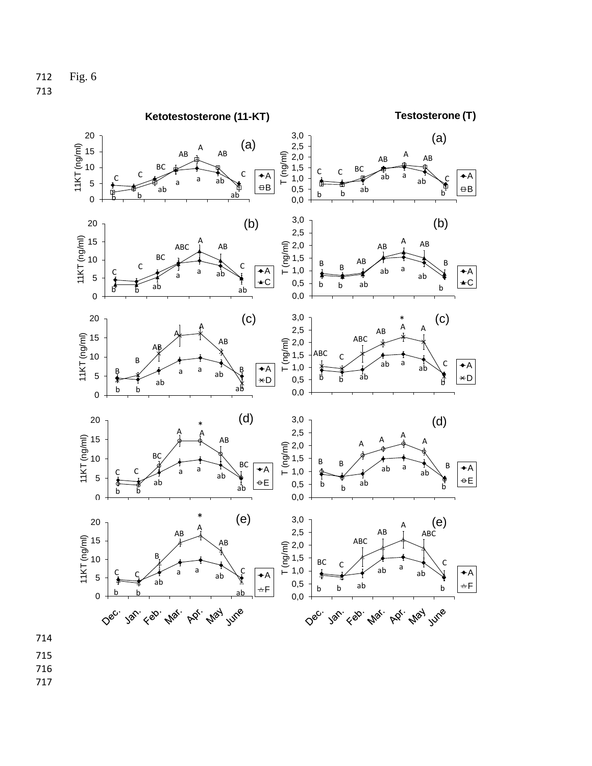Fig. 6

Ketotestosterone (11-KT)

Testosterone (T)

(a) (b) (c) (d) (e)

11KT (ng/ml)

T (ng/ml)

Dec. Jan. Feb. Mar. Apr. May June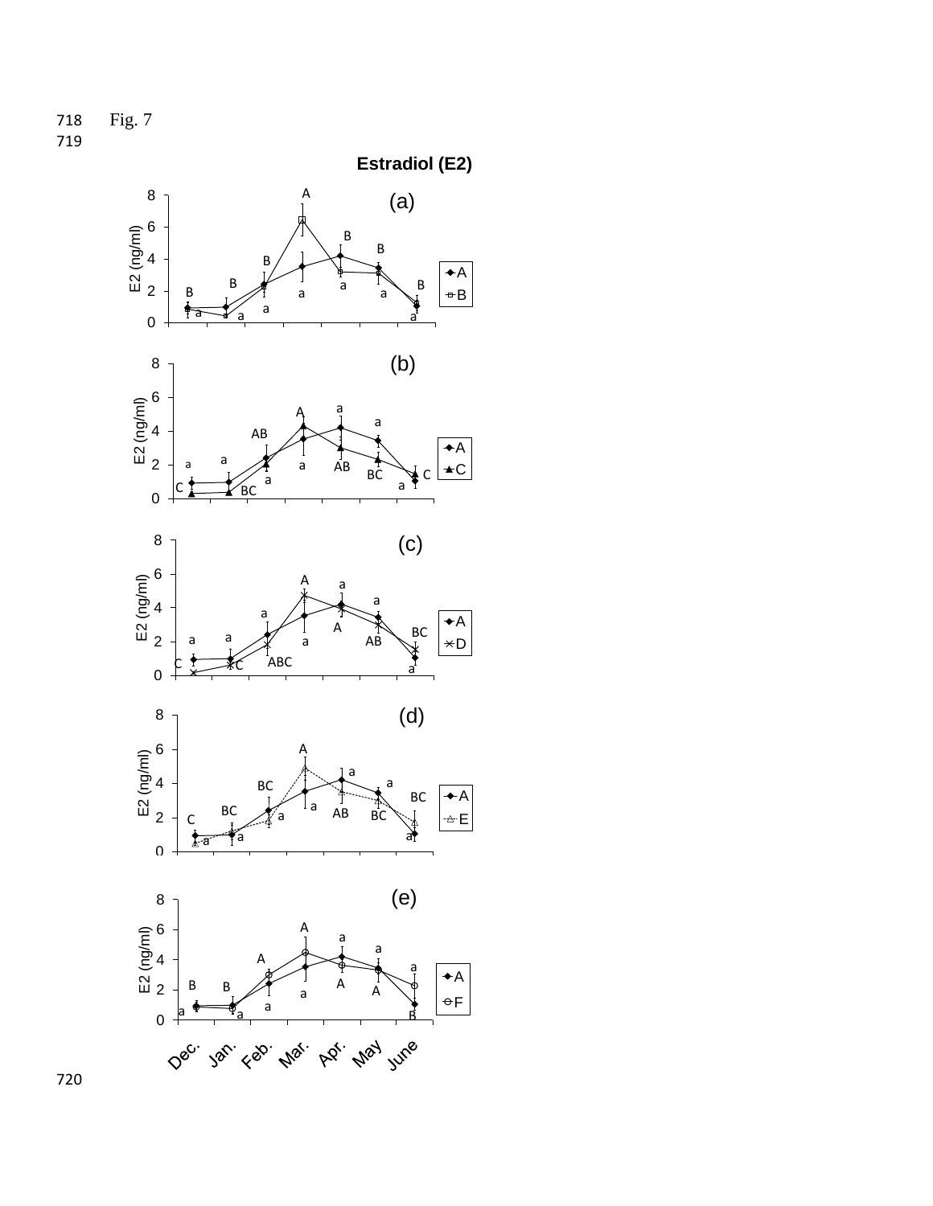Fig. 7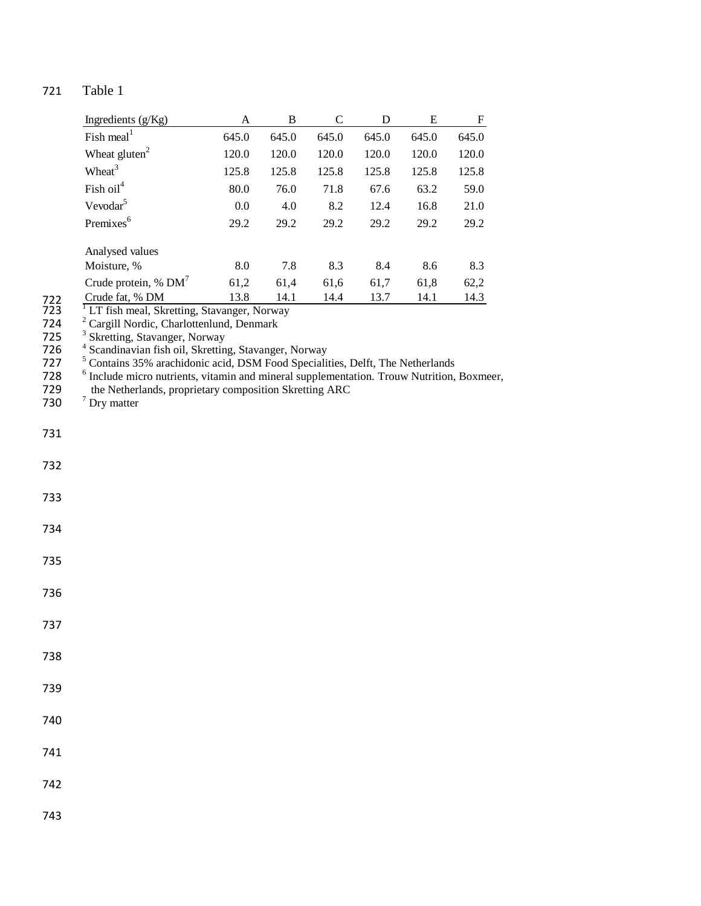Table 1

| Ingredients (g/Kg) | A | B | C | D | E | F |
|---|---|---|---|---|---|---|
| Fish meal[1] | 645.0 | 645.0 | 645.0 | 645.0 | 645.0 | 645.0 |
| Wheat gluten[2] | 120.0 | 120.0 | 120.0 | 120.0 | 120.0 | 120.0 |
| Wheat[3] | 125.8 | 125.8 | 125.8 | 125.8 | 125.8 | 125.8 |
| Fish oil[4] | 80.0 | 76.0 | 71.8 | 67.6 | 63.2 | 59.0 |
| Vevodar[5] | 0.0 | 4.0 | 8.2 | 12.4 | 16.8 | 21.0 |
| Premixes[6] | 29.2 | 29.2 | 29.2 | 29.2 | 29.2 | 29.2 |
| Analysed values | | | | | | |
| Moisture, % | 8.0 | 7.8 | 8.3 | 8.4 | 8.6 | 8.3 |
| Crude protein, % DM[7] | 61,2 | 61,4 | 61,6 | 61,7 | 61,8 | 62,2 |
| Crude fat, % DM | 13.8 | 14.1 | 14.4 | 13.7 | 14.1 | 14.3 |

[1] LT fish meal, Skretting, Stavanger, Norway
[2] Cargill Nordic, Charlottenlund, Denmark
[3] Skretting, Stavanger, Norway
[4] Scandinavian fish oil, Skretting, Stavanger, Norway
[5] Contains 35% arachidonic acid, DSM Food Specialities, Delft, The Netherlands
[6] Include micro nutrients, vitamin and mineral supplementation. Trouw Nutrition, Boxmeer, the Netherlands, proprietary composition Skretting ARC
[7] Dry matter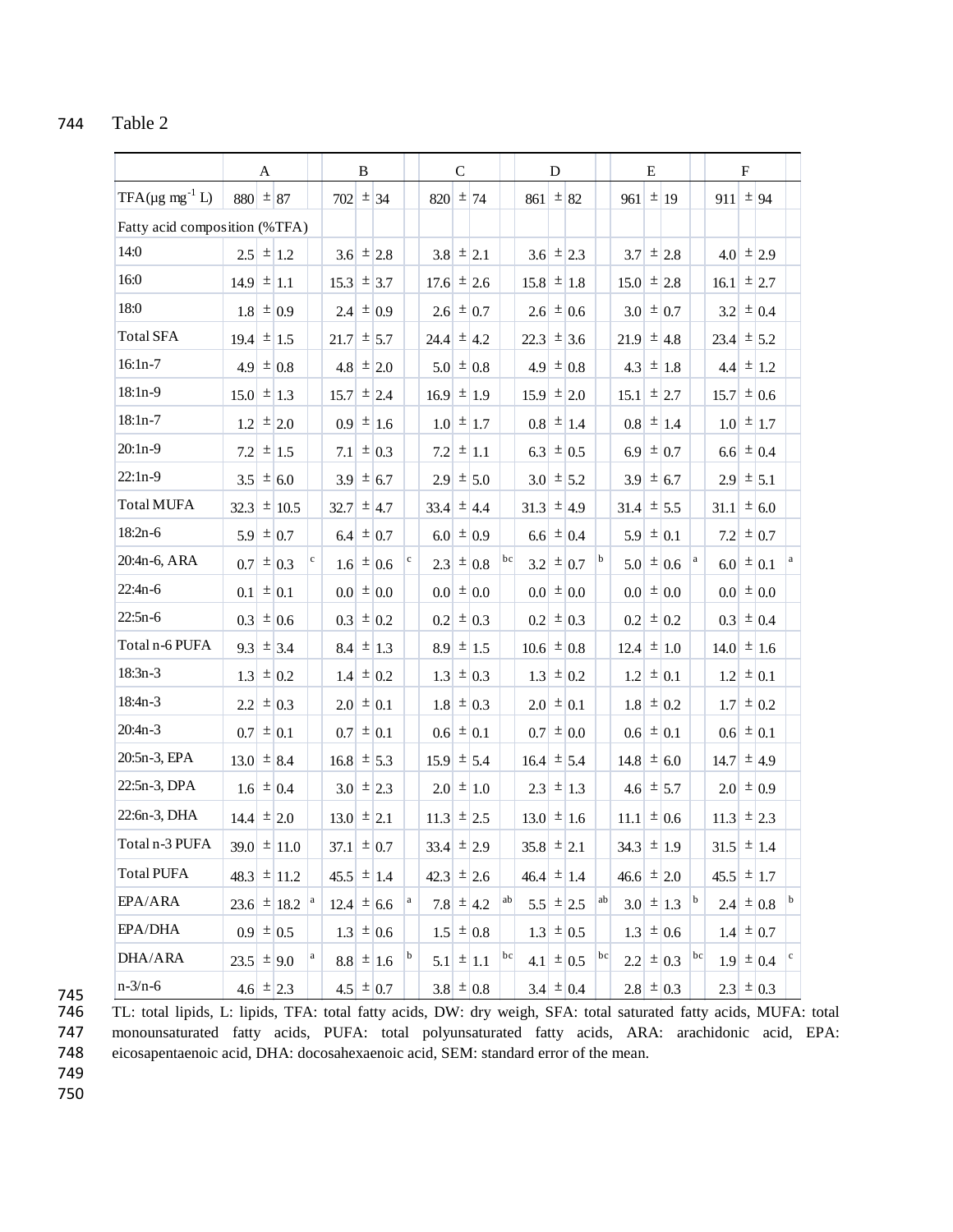Table 2

| | A | | B | | C | | D | | E | | F | |
|---|---|---|---|---|---|---|---|---|---|---|---|---|
| TFA(µg mg$^{-1}$ L) | 880 ± 87 | | 702 ± 34 | | 820 ± 74 | | 861 ± 82 | | 961 ± 19 | | 911 ± 94 | |
| Fatty acid composition (%TFA) | | | | | | | | | | | | |
| 14:0 | 2.5 ± 1.2 | | 3.6 ± 2.8 | | 3.8 ± 2.1 | | 3.6 ± 2.3 | | 3.7 ± 2.8 | | 4.0 ± 2.9 | |
| 16:0 | 14.9 ± 1.1 | | 15.3 ± 3.7 | | 17.6 ± 2.6 | | 15.8 ± 1.8 | | 15.0 ± 2.8 | | 16.1 ± 2.7 | |
| 18:0 | 1.8 ± 0.9 | | 2.4 ± 0.9 | | 2.6 ± 0.7 | | 2.6 ± 0.6 | | 3.0 ± 0.7 | | 3.2 ± 0.4 | |
| Total SFA | 19.4 ± 1.5 | | 21.7 ± 5.7 | | 24.4 ± 4.2 | | 22.3 ± 3.6 | | 21.9 ± 4.8 | | 23.4 ± 5.2 | |
| 16:1n-7 | 4.9 ± 0.8 | | 4.8 ± 2.0 | | 5.0 ± 0.8 | | 4.9 ± 0.8 | | 4.3 ± 1.8 | | 4.4 ± 1.2 | |
| 18:1n-9 | 15.0 ± 1.3 | | 15.7 ± 2.4 | | 16.9 ± 1.9 | | 15.9 ± 2.0 | | 15.1 ± 2.7 | | 15.7 ± 0.6 | |
| 18:1n-7 | 1.2 ± 2.0 | | 0.9 ± 1.6 | | 1.0 ± 1.7 | | 0.8 ± 1.4 | | 0.8 ± 1.4 | | 1.0 ± 1.7 | |
| 20:1n-9 | 7.2 ± 1.5 | | 7.1 ± 0.3 | | 7.2 ± 1.1 | | 6.3 ± 0.5 | | 6.9 ± 0.7 | | 6.6 ± 0.4 | |
| 22:1n-9 | 3.5 ± 6.0 | | 3.9 ± 6.7 | | 2.9 ± 5.0 | | 3.0 ± 5.2 | | 3.9 ± 6.7 | | 2.9 ± 5.1 | |
| Total MUFA | 32.3 ± 10.5 | | 32.7 ± 4.7 | | 33.4 ± 4.4 | | 31.3 ± 4.9 | | 31.4 ± 5.5 | | 31.1 ± 6.0 | |
| 18:2n-6 | 5.9 ± 0.7 | | 6.4 ± 0.7 | | 6.0 ± 0.9 | | 6.6 ± 0.4 | | 5.9 ± 0.1 | | 7.2 ± 0.7 | |
| 20:4n-6, ARA | 0.7 ± 0.3 | c | 1.6 ± 0.6 | c | 2.3 ± 0.8 | bc | 3.2 ± 0.7 | b | 5.0 ± 0.6 | a | 6.0 ± 0.1 | a |
| 22:4n-6 | 0.1 ± 0.1 | | 0.0 ± 0.0 | | 0.0 ± 0.0 | | 0.0 ± 0.0 | | 0.0 ± 0.0 | | 0.0 ± 0.0 | |
| 22:5n-6 | 0.3 ± 0.6 | | 0.3 ± 0.2 | | 0.2 ± 0.3 | | 0.2 ± 0.3 | | 0.2 ± 0.2 | | 0.3 ± 0.4 | |
| Total n-6 PUFA | 9.3 ± 3.4 | | 8.4 ± 1.3 | | 8.9 ± 1.5 | | 10.6 ± 0.8 | | 12.4 ± 1.0 | | 14.0 ± 1.6 | |
| 18:3n-3 | 1.3 ± 0.2 | | 1.4 ± 0.2 | | 1.3 ± 0.3 | | 1.3 ± 0.2 | | 1.2 ± 0.1 | | 1.2 ± 0.1 | |
| 18:4n-3 | 2.2 ± 0.3 | | 2.0 ± 0.1 | | 1.8 ± 0.3 | | 2.0 ± 0.1 | | 1.8 ± 0.2 | | 1.7 ± 0.2 | |
| 20:4n-3 | 0.7 ± 0.1 | | 0.7 ± 0.1 | | 0.6 ± 0.1 | | 0.7 ± 0.0 | | 0.6 ± 0.1 | | 0.6 ± 0.1 | |
| 20:5n-3, EPA | 13.0 ± 8.4 | | 16.8 ± 5.3 | | 15.9 ± 5.4 | | 16.4 ± 5.4 | | 14.8 ± 6.0 | | 14.7 ± 4.9 | |
| 22:5n-3, DPA | 1.6 ± 0.4 | | 3.0 ± 2.3 | | 2.0 ± 1.0 | | 2.3 ± 1.3 | | 4.6 ± 5.7 | | 2.0 ± 0.9 | |
| 22:6n-3, DHA | 14.4 ± 2.0 | | 13.0 ± 2.1 | | 11.3 ± 2.5 | | 13.0 ± 1.6 | | 11.1 ± 0.6 | | 11.3 ± 2.3 | |
| Total n-3 PUFA | 39.0 ± 11.0 | | 37.1 ± 0.7 | | 33.4 ± 2.9 | | 35.8 ± 2.1 | | 34.3 ± 1.9 | | 31.5 ± 1.4 | |
| Total PUFA | 48.3 ± 11.2 | | 45.5 ± 1.4 | | 42.3 ± 2.6 | | 46.4 ± 1.4 | | 46.6 ± 2.0 | | 45.5 ± 1.7 | |
| EPA/ARA | 23.6 ± 18.2 | a | 12.4 ± 6.6 | a | 7.8 ± 4.2 | ab | 5.5 ± 2.5 | ab | 3.0 ± 1.3 | b | 2.4 ± 0.8 | b |
| EPA/DHA | 0.9 ± 0.5 | | 1.3 ± 0.6 | | 1.5 ± 0.8 | | 1.3 ± 0.5 | | 1.3 ± 0.6 | | 1.4 ± 0.7 | |
| DHA/ARA | 23.5 ± 9.0 | a | 8.8 ± 1.6 | b | 5.1 ± 1.1 | bc | 4.1 ± 0.5 | bc | 2.2 ± 0.3 | bc | 1.9 ± 0.4 | c |
| n-3/n-6 | 4.6 ± 2.3 | | 4.5 ± 0.7 | | 3.8 ± 0.8 | | 3.4 ± 0.4 | | 2.8 ± 0.3 | | 2.3 ± 0.3 | |

TL: total lipids, L: lipids, TFA: total fatty acids, DW: dry weigh, SFA: total saturated fatty acids, MUFA: total monounsaturated fatty acids, PUFA: total polyunsaturated fatty acids, ARA: arachidonic acid, EPA: eicosapentaenoic acid, DHA: docosahexaenoic acid, SEM: standard error of the mean.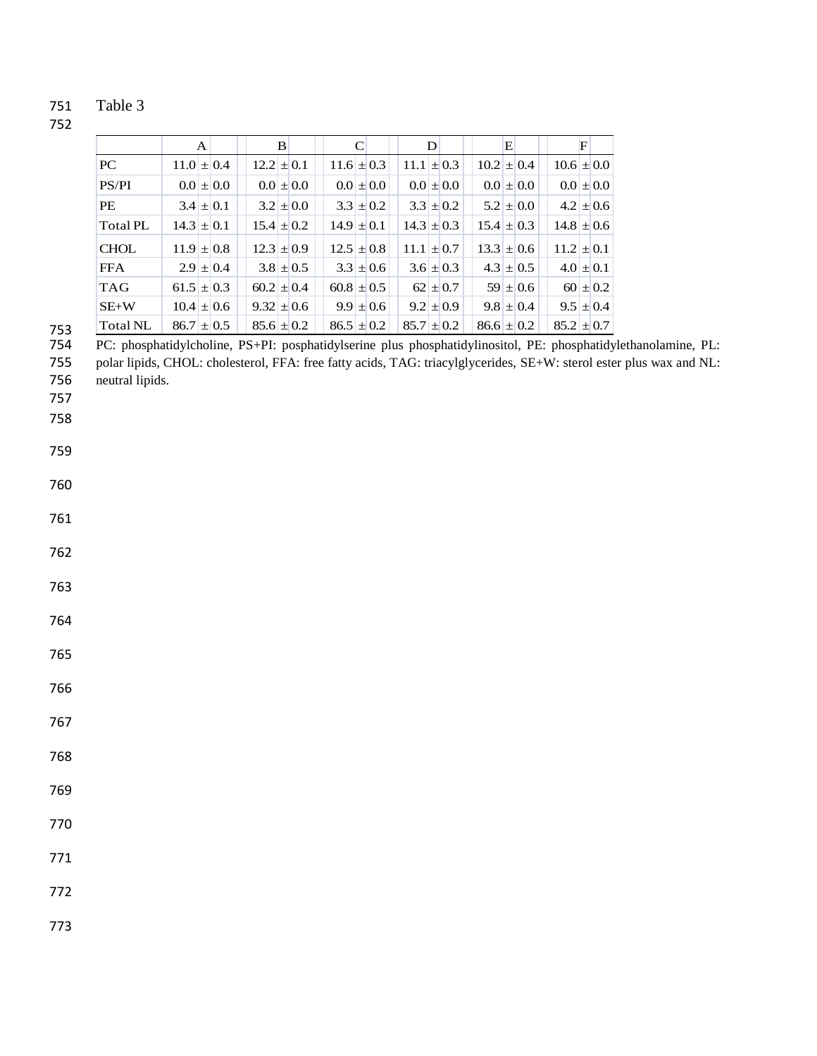Table 3

| | A | B | C | D | E | F |
|---|---|---|---|---|---|---|
| PC | 11.0 ± 0.4 | 12.2 ± 0.1 | 11.6 ± 0.3 | 11.1 ± 0.3 | 10.2 ± 0.4 | 10.6 ± 0.0 |
| PS/PI | 0.0 ± 0.0 | 0.0 ± 0.0 | 0.0 ± 0.0 | 0.0 ± 0.0 | 0.0 ± 0.0 | 0.0 ± 0.0 |
| PE | 3.4 ± 0.1 | 3.2 ± 0.0 | 3.3 ± 0.2 | 3.3 ± 0.2 | 5.2 ± 0.0 | 4.2 ± 0.6 |
| Total PL | 14.3 ± 0.1 | 15.4 ± 0.2 | 14.9 ± 0.1 | 14.3 ± 0.3 | 15.4 ± 0.3 | 14.8 ± 0.6 |
| CHOL | 11.9 ± 0.8 | 12.3 ± 0.9 | 12.5 ± 0.8 | 11.1 ± 0.7 | 13.3 ± 0.6 | 11.2 ± 0.1 |
| FFA | 2.9 ± 0.4 | 3.8 ± 0.5 | 3.3 ± 0.6 | 3.6 ± 0.3 | 4.3 ± 0.5 | 4.0 ± 0.1 |
| TAG | 61.5 ± 0.3 | 60.2 ± 0.4 | 60.8 ± 0.5 | 62 ± 0.7 | 59 ± 0.6 | 60 ± 0.2 |
| SE+W | 10.4 ± 0.6 | 9.32 ± 0.6 | 9.9 ± 0.6 | 9.2 ± 0.9 | 9.8 ± 0.4 | 9.5 ± 0.4 |
| Total NL | 86.7 ± 0.5 | 85.6 ± 0.2 | 86.5 ± 0.2 | 85.7 ± 0.2 | 86.6 ± 0.2 | 85.2 ± 0.7 |

PC: phosphatidylcholine, PS+PI: posphatidylserine plus phosphatidylinositol, PE: phosphatidylethanolamine, PL: polar lipids, CHOL: cholesterol, FFA: free fatty acids, TAG: triacylglycerides, SE+W: sterol ester plus wax and NL: neutral lipids.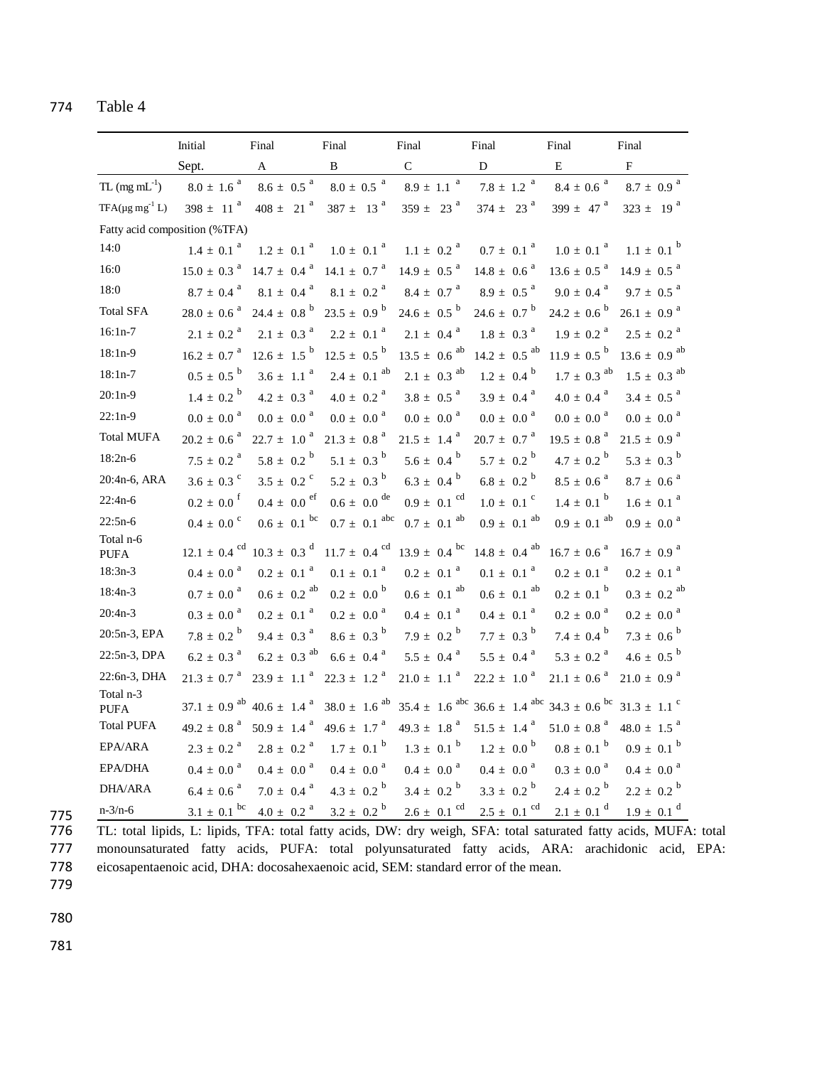Table 4

| | Initial Sept. | Final A | Final B | Final C | Final D | Final E | Final F |
|---|---|---|---|---|---|---|---|
| TL (mg mL$^{-1}$) | 8.0 ± 1.6 $^{a}$ | 8.6 ± 0.5 $^{a}$ | 8.0 ± 0.5 $^{a}$ | 8.9 ± 1.1 $^{a}$ | 7.8 ± 1.2 $^{a}$ | 8.4 ± 0.6 $^{a}$ | 8.7 ± 0.9 $^{a}$ |
| TFA(µg mg$^{-1}$ L) | 398 ± 11 $^{a}$ | 408 ± 21 $^{a}$ | 387 ± 13 $^{a}$ | 359 ± 23 $^{a}$ | 374 ± 23 $^{a}$ | 399 ± 47 $^{a}$ | 323 ± 19 $^{a}$ |
| Fatty acid composition (%TFA) | | | | | | | |
| 14:0 | 1.4 ± 0.1 $^{a}$ | 1.2 ± 0.1 $^{a}$ | 1.0 ± 0.1 $^{a}$ | 1.1 ± 0.2 $^{a}$ | 0.7 ± 0.1 $^{a}$ | 1.0 ± 0.1 $^{a}$ | 1.1 ± 0.1 $^{b}$ |
| 16:0 | 15.0 ± 0.3 $^{a}$ | 14.7 ± 0.4 $^{a}$ | 14.1 ± 0.7 $^{a}$ | 14.9 ± 0.5 $^{a}$ | 14.8 ± 0.6 $^{a}$ | 13.6 ± 0.5 $^{a}$ | 14.9 ± 0.5 $^{a}$ |
| 18:0 | 8.7 ± 0.4 $^{a}$ | 8.1 ± 0.4 $^{a}$ | 8.1 ± 0.2 $^{a}$ | 8.4 ± 0.7 $^{a}$ | 8.9 ± 0.5 $^{a}$ | 9.0 ± 0.4 $^{a}$ | 9.7 ± 0.5 $^{a}$ |
| Total SFA | 28.0 ± 0.6 $^{a}$ | 24.4 ± 0.8 $^{b}$ | 23.5 ± 0.9 $^{b}$ | 24.6 ± 0.5 $^{b}$ | 24.6 ± 0.7 $^{b}$ | 24.2 ± 0.6 $^{b}$ | 26.1 ± 0.9 $^{a}$ |
| 16:1n-7 | 2.1 ± 0.2 $^{a}$ | 2.1 ± 0.3 $^{a}$ | 2.2 ± 0.1 $^{a}$ | 2.1 ± 0.4 $^{a}$ | 1.8 ± 0.3 $^{a}$ | 1.9 ± 0.2 $^{a}$ | 2.5 ± 0.2 $^{a}$ |
| 18:1n-9 | 16.2 ± 0.7 $^{a}$ | 12.6 ± 1.5 $^{b}$ | 12.5 ± 0.5 $^{b}$ | 13.5 ± 0.6 $^{ab}$ | 14.2 ± 0.5 $^{ab}$ | 11.9 ± 0.5 $^{b}$ | 13.6 ± 0.9 $^{ab}$ |
| 18:1n-7 | 0.5 ± 0.5 $^{b}$ | 3.6 ± 1.1 $^{a}$ | 2.4 ± 0.1 $^{ab}$ | 2.1 ± 0.3 $^{ab}$ | 1.2 ± 0.4 $^{b}$ | 1.7 ± 0.3 $^{ab}$ | 1.5 ± 0.3 $^{ab}$ |
| 20:1n-9 | 1.4 ± 0.2 $^{b}$ | 4.2 ± 0.3 $^{a}$ | 4.0 ± 0.2 $^{a}$ | 3.8 ± 0.5 $^{a}$ | 3.9 ± 0.4 $^{a}$ | 4.0 ± 0.4 $^{a}$ | 3.4 ± 0.5 $^{a}$ |
| 22:1n-9 | 0.0 ± 0.0 $^{a}$ | 0.0 ± 0.0 $^{a}$ | 0.0 ± 0.0 $^{a}$ | 0.0 ± 0.0 $^{a}$ | 0.0 ± 0.0 $^{a}$ | 0.0 ± 0.0 $^{a}$ | 0.0 ± 0.0 $^{a}$ |
| Total MUFA | 20.2 ± 0.6 $^{a}$ | 22.7 ± 1.0 $^{a}$ | 21.3 ± 0.8 $^{a}$ | 21.5 ± 1.4 $^{a}$ | 20.7 ± 0.7 $^{a}$ | 19.5 ± 0.8 $^{a}$ | 21.5 ± 0.9 $^{a}$ |
| 18:2n-6 | 7.5 ± 0.2 $^{a}$ | 5.8 ± 0.2 $^{b}$ | 5.1 ± 0.3 $^{b}$ | 5.6 ± 0.4 $^{b}$ | 5.7 ± 0.2 $^{b}$ | 4.7 ± 0.2 $^{b}$ | 5.3 ± 0.3 $^{b}$ |
| 20:4n-6, ARA | 3.6 ± 0.3 $^{c}$ | 3.5 ± 0.2 $^{c}$ | 5.2 ± 0.3 $^{b}$ | 6.3 ± 0.4 $^{b}$ | 6.8 ± 0.2 $^{b}$ | 8.5 ± 0.6 $^{a}$ | 8.7 ± 0.6 $^{a}$ |
| 22:4n-6 | 0.2 ± 0.0 $^{f}$ | 0.4 ± 0.0 $^{ef}$ | 0.6 ± 0.0 $^{de}$ | 0.9 ± 0.1 $^{cd}$ | 1.0 ± 0.1 $^{c}$ | 1.4 ± 0.1 $^{b}$ | 1.6 ± 0.1 $^{a}$ |
| 22:5n-6 | 0.4 ± 0.0 $^{c}$ | 0.6 ± 0.1 $^{bc}$ | 0.7 ± 0.1 $^{abc}$ | 0.7 ± 0.1 $^{ab}$ | 0.9 ± 0.1 $^{ab}$ | 0.9 ± 0.1 $^{ab}$ | 0.9 ± 0.0 $^{a}$ |
| Total n-6 PUFA | 12.1 ± 0.4 $^{cd}$ | 10.3 ± 0.3 $^{d}$ | 11.7 ± 0.4 $^{cd}$ | 13.9 ± 0.4 $^{bc}$ | 14.8 ± 0.4 $^{ab}$ | 16.7 ± 0.6 $^{a}$ | 16.7 ± 0.9 $^{a}$ |
| 18:3n-3 | 0.4 ± 0.0 $^{a}$ | 0.2 ± 0.1 $^{a}$ | 0.1 ± 0.1 $^{a}$ | 0.2 ± 0.1 $^{a}$ | 0.1 ± 0.1 $^{a}$ | 0.2 ± 0.1 $^{a}$ | 0.2 ± 0.1 $^{a}$ |
| 18:4n-3 | 0.7 ± 0.0 $^{a}$ | 0.6 ± 0.2 $^{ab}$ | 0.2 ± 0.0 $^{b}$ | 0.6 ± 0.1 $^{ab}$ | 0.6 ± 0.1 $^{ab}$ | 0.2 ± 0.1 $^{b}$ | 0.3 ± 0.2 $^{ab}$ |
| 20:4n-3 | 0.3 ± 0.0 $^{a}$ | 0.2 ± 0.1 $^{a}$ | 0.2 ± 0.0 $^{a}$ | 0.4 ± 0.1 $^{a}$ | 0.4 ± 0.1 $^{a}$ | 0.2 ± 0.0 $^{a}$ | 0.2 ± 0.0 $^{a}$ |
| 20:5n-3, EPA | 7.8 ± 0.2 $^{b}$ | 9.4 ± 0.3 $^{a}$ | 8.6 ± 0.3 $^{b}$ | 7.9 ± 0.2 $^{b}$ | 7.7 ± 0.3 $^{b}$ | 7.4 ± 0.4 $^{b}$ | 7.3 ± 0.6 $^{b}$ |
| 22:5n-3, DPA | 6.2 ± 0.3 $^{a}$ | 6.2 ± 0.3 $^{ab}$ | 6.6 ± 0.4 $^{a}$ | 5.5 ± 0.4 $^{a}$ | 5.5 ± 0.4 $^{a}$ | 5.3 ± 0.2 $^{a}$ | 4.6 ± 0.5 $^{b}$ |
| 22:6n-3, DHA | 21.3 ± 0.7 $^{a}$ | 23.9 ± 1.1 $^{a}$ | 22.3 ± 1.2 $^{a}$ | 21.0 ± 1.1 $^{a}$ | 22.2 ± 1.0 $^{a}$ | 21.1 ± 0.6 $^{a}$ | 21.0 ± 0.9 $^{a}$ |
| Total n-3 PUFA | 37.1 ± 0.9 $^{ab}$ | 40.6 ± 1.4 $^{a}$ | 38.0 ± 1.6 $^{ab}$ | 35.4 ± 1.6 $^{abc}$ | 36.6 ± 1.4 $^{abc}$ | 34.3 ± 0.6 $^{bc}$ | 31.3 ± 1.1 $^{c}$ |
| Total PUFA | 49.2 ± 0.8 $^{a}$ | 50.9 ± 1.4 $^{a}$ | 49.6 ± 1.7 $^{a}$ | 49.3 ± 1.8 $^{a}$ | 51.5 ± 1.4 $^{a}$ | 51.0 ± 0.8 $^{a}$ | 48.0 ± 1.5 $^{a}$ |
| EPA/ARA | 2.3 ± 0.2 $^{a}$ | 2.8 ± 0.2 $^{a}$ | 1.7 ± 0.1 $^{b}$ | 1.3 ± 0.1 $^{b}$ | 1.2 ± 0.0 $^{b}$ | 0.8 ± 0.1 $^{b}$ | 0.9 ± 0.1 $^{b}$ |
| EPA/DHA | 0.4 ± 0.0 $^{a}$ | 0.4 ± 0.0 $^{a}$ | 0.4 ± 0.0 $^{a}$ | 0.4 ± 0.0 $^{a}$ | 0.4 ± 0.0 $^{a}$ | 0.3 ± 0.0 $^{a}$ | 0.4 ± 0.0 $^{a}$ |
| DHA/ARA | 6.4 ± 0.6 $^{a}$ | 7.0 ± 0.4 $^{a}$ | 4.3 ± 0.2 $^{b}$ | 3.4 ± 0.2 $^{b}$ | 3.3 ± 0.2 $^{b}$ | 2.4 ± 0.2 $^{b}$ | 2.2 ± 0.2 $^{b}$ |
| n-3/n-6 | 3.1 ± 0.1 $^{bc}$ | 4.0 ± 0.2 $^{a}$ | 3.2 ± 0.2 $^{b}$ | 2.6 ± 0.1 $^{cd}$ | 2.5 ± 0.1 $^{cd}$ | 2.1 ± 0.1 $^{d}$ | 1.9 ± 0.1 $^{d}$ |

TL: total lipids, L: lipids, TFA: total fatty acids, DW: dry weigh, SFA: total saturated fatty acids, MUFA: total monounsaturated fatty acids, PUFA: total polyunsaturated fatty acids, ARA: arachidonic acid, EPA: eicosapentaenoic acid, DHA: docosahexaenoic acid, SEM: standard error of the mean.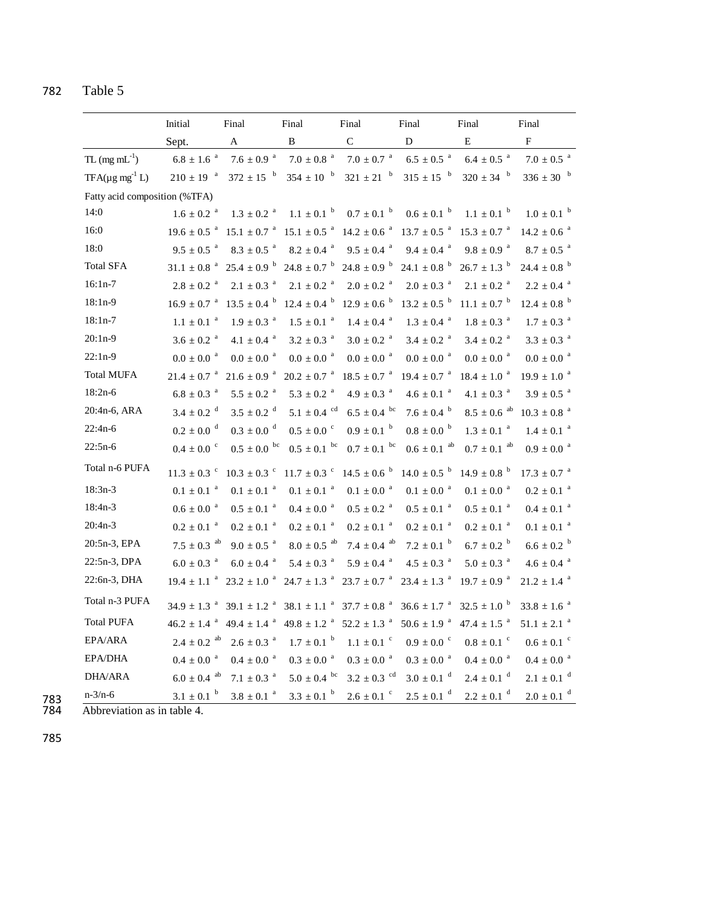Table 5

| | Initial Sept. | Final A | Final B | Final C | Final D | Final E | Final F |
|---|---|---|---|---|---|---|---|
| TL (mg mL$^{-1}$) | 6.8 ± 1.6 $^{a}$ | 7.6 ± 0.9 $^{a}$ | 7.0 ± 0.8 $^{a}$ | 7.0 ± 0.7 $^{a}$ | 6.5 ± 0.5 $^{a}$ | 6.4 ± 0.5 $^{a}$ | 7.0 ± 0.5 $^{a}$ |
| TFA(µg mg$^{-1}$ L) | 210 ± 19 $^{a}$ | 372 ± 15 $^{b}$ | 354 ± 10 $^{b}$ | 321 ± 21 $^{b}$ | 315 ± 15 $^{b}$ | 320 ± 34 $^{b}$ | 336 ± 30 $^{b}$ |
| Fatty acid composition (%TFA) | | | | | | | |
| 14:0 | 1.6 ± 0.2 $^{a}$ | 1.3 ± 0.2 $^{a}$ | 1.1 ± 0.1 $^{b}$ | 0.7 ± 0.1 $^{b}$ | 0.6 ± 0.1 $^{b}$ | 1.1 ± 0.1 $^{b}$ | 1.0 ± 0.1 $^{b}$ |
| 16:0 | 19.6 ± 0.5 $^{a}$ | 15.1 ± 0.7 $^{a}$ | 15.1 ± 0.5 $^{a}$ | 14.2 ± 0.6 $^{a}$ | 13.7 ± 0.5 $^{a}$ | 15.3 ± 0.7 $^{a}$ | 14.2 ± 0.6 $^{a}$ |
| 18:0 | 9.5 ± 0.5 $^{a}$ | 8.3 ± 0.5 $^{a}$ | 8.2 ± 0.4 $^{a}$ | 9.5 ± 0.4 $^{a}$ | 9.4 ± 0.4 $^{a}$ | 9.8 ± 0.9 $^{a}$ | 8.7 ± 0.5 $^{a}$ |
| Total SFA | 31.1 ± 0.8 $^{a}$ | 25.4 ± 0.9 $^{b}$ | 24.8 ± 0.7 $^{b}$ | 24.8 ± 0.9 $^{b}$ | 24.1 ± 0.8 $^{b}$ | 26.7 ± 1.3 $^{b}$ | 24.4 ± 0.8 $^{b}$ |
| 16:1n-7 | 2.8 ± 0.2 $^{a}$ | 2.1 ± 0.3 $^{a}$ | 2.1 ± 0.2 $^{a}$ | 2.0 ± 0.2 $^{a}$ | 2.0 ± 0.3 $^{a}$ | 2.1 ± 0.2 $^{a}$ | 2.2 ± 0.4 $^{a}$ |
| 18:1n-9 | 16.9 ± 0.7 $^{a}$ | 13.5 ± 0.4 $^{b}$ | 12.4 ± 0.4 $^{b}$ | 12.9 ± 0.6 $^{b}$ | 13.2 ± 0.5 $^{b}$ | 11.1 ± 0.7 $^{b}$ | 12.4 ± 0.8 $^{b}$ |
| 18:1n-7 | 1.1 ± 0.1 $^{a}$ | 1.9 ± 0.3 $^{a}$ | 1.5 ± 0.1 $^{a}$ | 1.4 ± 0.4 $^{a}$ | 1.3 ± 0.4 $^{a}$ | 1.8 ± 0.3 $^{a}$ | 1.7 ± 0.3 $^{a}$ |
| 20:1n-9 | 3.6 ± 0.2 $^{a}$ | 4.1 ± 0.4 $^{a}$ | 3.2 ± 0.3 $^{a}$ | 3.0 ± 0.2 $^{a}$ | 3.4 ± 0.2 $^{a}$ | 3.4 ± 0.2 $^{a}$ | 3.3 ± 0.3 $^{a}$ |
| 22:1n-9 | 0.0 ± 0.0 $^{a}$ | 0.0 ± 0.0 $^{a}$ | 0.0 ± 0.0 $^{a}$ | 0.0 ± 0.0 $^{a}$ | 0.0 ± 0.0 $^{a}$ | 0.0 ± 0.0 $^{a}$ | 0.0 ± 0.0 $^{a}$ |
| Total MUFA | 21.4 ± 0.7 $^{a}$ | 21.6 ± 0.9 $^{a}$ | 20.2 ± 0.7 $^{a}$ | 18.5 ± 0.7 $^{a}$ | 19.4 ± 0.7 $^{a}$ | 18.4 ± 1.0 $^{a}$ | 19.9 ± 1.0 $^{a}$ |
| 18:2n-6 | 6.8 ± 0.3 $^{a}$ | 5.5 ± 0.2 $^{a}$ | 5.3 ± 0.2 $^{a}$ | 4.9 ± 0.3 $^{a}$ | 4.6 ± 0.1 $^{a}$ | 4.1 ± 0.3 $^{a}$ | 3.9 ± 0.5 $^{a}$ |
| 20:4n-6, ARA | 3.4 ± 0.2 $^{d}$ | 3.5 ± 0.2 $^{d}$ | 5.1 ± 0.4 $^{cd}$ | 6.5 ± 0.4 $^{bc}$ | 7.6 ± 0.4 $^{b}$ | 8.5 ± 0.6 $^{ab}$ | 10.3 ± 0.8 $^{a}$ |
| 22:4n-6 | 0.2 ± 0.0 $^{d}$ | 0.3 ± 0.0 $^{d}$ | 0.5 ± 0.0 $^{c}$ | 0.9 ± 0.1 $^{b}$ | 0.8 ± 0.0 $^{b}$ | 1.3 ± 0.1 $^{a}$ | 1.4 ± 0.1 $^{a}$ |
| 22:5n-6 | 0.4 ± 0.0 $^{c}$ | 0.5 ± 0.0 $^{bc}$ | 0.5 ± 0.1 $^{bc}$ | 0.7 ± 0.1 $^{bc}$ | 0.6 ± 0.1 $^{ab}$ | 0.7 ± 0.1 $^{ab}$ | 0.9 ± 0.0 $^{a}$ |
| Total n-6 PUFA | 11.3 ± 0.3 $^{c}$ | 10.3 ± 0.3 $^{c}$ | 11.7 ± 0.3 $^{c}$ | 14.5 ± 0.6 $^{b}$ | 14.0 ± 0.5 $^{b}$ | 14.9 ± 0.8 $^{b}$ | 17.3 ± 0.7 $^{a}$ |
| 18:3n-3 | 0.1 ± 0.1 $^{a}$ | 0.1 ± 0.1 $^{a}$ | 0.1 ± 0.1 $^{a}$ | 0.1 ± 0.0 $^{a}$ | 0.1 ± 0.0 $^{a}$ | 0.1 ± 0.0 $^{a}$ | 0.2 ± 0.1 $^{a}$ |
| 18:4n-3 | 0.6 ± 0.0 $^{a}$ | 0.5 ± 0.1 $^{a}$ | 0.4 ± 0.0 $^{a}$ | 0.5 ± 0.2 $^{a}$ | 0.5 ± 0.1 $^{a}$ | 0.5 ± 0.1 $^{a}$ | 0.4 ± 0.1 $^{a}$ |
| 20:4n-3 | 0.2 ± 0.1 $^{a}$ | 0.2 ± 0.1 $^{a}$ | 0.2 ± 0.1 $^{a}$ | 0.2 ± 0.1 $^{a}$ | 0.2 ± 0.1 $^{a}$ | 0.2 ± 0.1 $^{a}$ | 0.1 ± 0.1 $^{a}$ |
| 20:5n-3, EPA | 7.5 ± 0.3 $^{ab}$ | 9.0 ± 0.5 $^{a}$ | 8.0 ± 0.5 $^{ab}$ | 7.4 ± 0.4 $^{ab}$ | 7.2 ± 0.1 $^{b}$ | 6.7 ± 0.2 $^{b}$ | 6.6 ± 0.2 $^{b}$ |
| 22:5n-3, DPA | 6.0 ± 0.3 $^{a}$ | 6.0 ± 0.4 $^{a}$ | 5.4 ± 0.3 $^{a}$ | 5.9 ± 0.4 $^{a}$ | 4.5 ± 0.3 $^{a}$ | 5.0 ± 0.3 $^{a}$ | 4.6 ± 0.4 $^{a}$ |
| 22:6n-3, DHA | 19.4 ± 1.1 $^{a}$ | 23.2 ± 1.0 $^{a}$ | 24.7 ± 1.3 $^{a}$ | 23.7 ± 0.7 $^{a}$ | 23.4 ± 1.3 $^{a}$ | 19.7 ± 0.9 $^{a}$ | 21.2 ± 1.4 $^{a}$ |
| Total n-3 PUFA | 34.9 ± 1.3 $^{a}$ | 39.1 ± 1.2 $^{a}$ | 38.1 ± 1.1 $^{a}$ | 37.7 ± 0.8 $^{a}$ | 36.6 ± 1.7 $^{a}$ | 32.5 ± 1.0 $^{b}$ | 33.8 ± 1.6 $^{a}$ |
| Total PUFA | 46.2 ± 1.4 $^{a}$ | 49.4 ± 1.4 $^{a}$ | 49.8 ± 1.2 $^{a}$ | 52.2 ± 1.3 $^{a}$ | 50.6 ± 1.9 $^{a}$ | 47.4 ± 1.5 $^{a}$ | 51.1 ± 2.1 $^{a}$ |
| EPA/ARA | 2.4 ± 0.2 $^{ab}$ | 2.6 ± 0.3 $^{a}$ | 1.7 ± 0.1 $^{b}$ | 1.1 ± 0.1 $^{c}$ | 0.9 ± 0.0 $^{c}$ | 0.8 ± 0.1 $^{c}$ | 0.6 ± 0.1 $^{c}$ |
| EPA/DHA | 0.4 ± 0.0 $^{a}$ | 0.4 ± 0.0 $^{a}$ | 0.3 ± 0.0 $^{a}$ | 0.3 ± 0.0 $^{a}$ | 0.3 ± 0.0 $^{a}$ | 0.4 ± 0.0 $^{a}$ | 0.4 ± 0.0 $^{a}$ |
| DHA/ARA | 6.0 ± 0.4 $^{ab}$ | 7.1 ± 0.3 $^{a}$ | 5.0 ± 0.4 $^{bc}$ | 3.2 ± 0.3 $^{cd}$ | 3.0 ± 0.1 $^{d}$ | 2.4 ± 0.1 $^{d}$ | 2.1 ± 0.1 $^{d}$ |
| n-3/n-6 | 3.1 ± 0.1 $^{b}$ | 3.8 ± 0.1 $^{a}$ | 3.3 ± 0.1 $^{b}$ | 2.6 ± 0.1 $^{c}$ | 2.5 ± 0.1 $^{d}$ | 2.2 ± 0.1 $^{d}$ | 2.0 ± 0.1 $^{d}$ |

Abbreviation as in table 4.